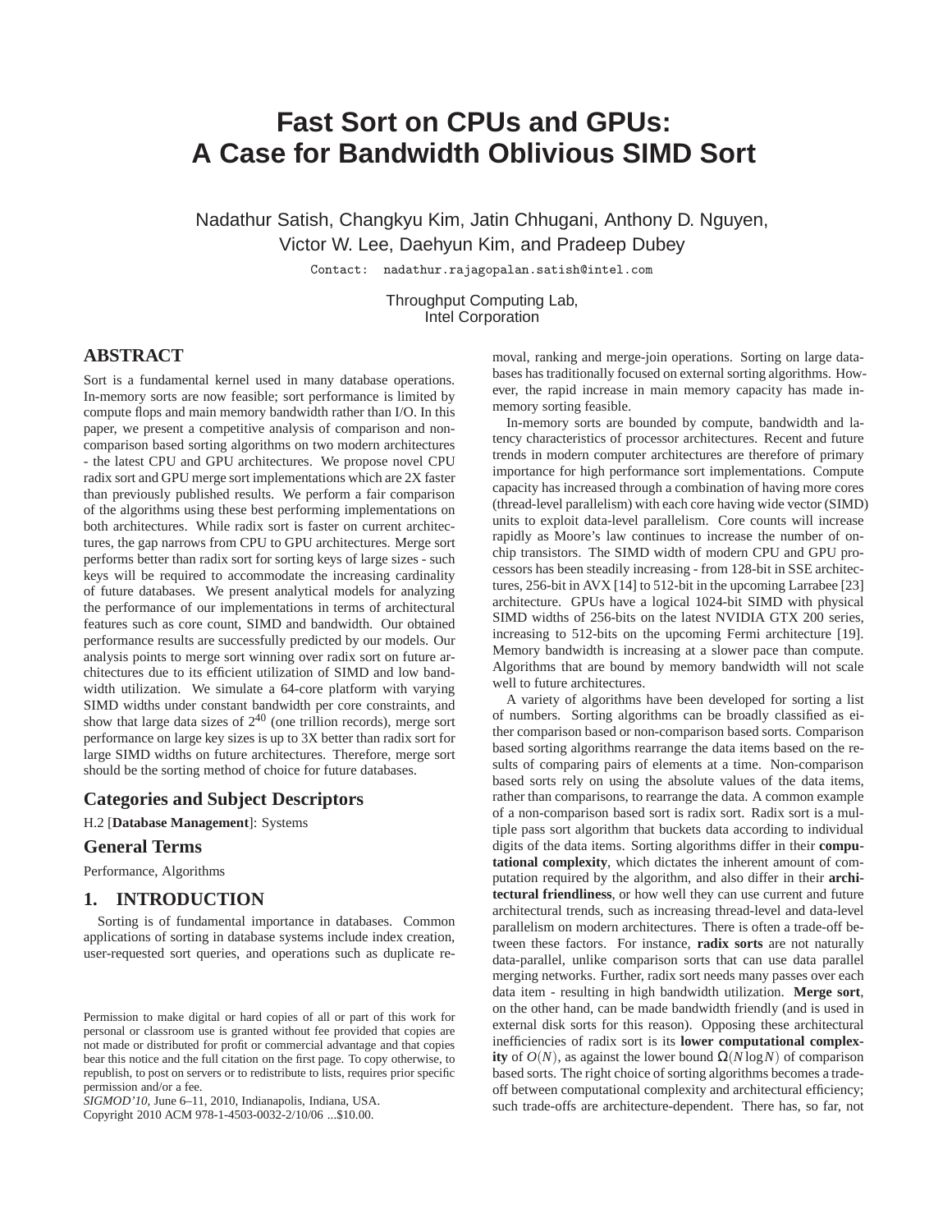# Fast Sort on CPUs and GPUs: A Case for Bandwidth Oblivious SIMD Sort

Nadathur Satish, Changkyu Kim, Jatin Chhugani, Anthony D. Nguyen, Victor W. Lee, Daehyun Kim, and Pradeep Dubey

Contact: nadathur.rajagopalan.satish@intel.com

Throughput Computing Lab,
Intel Corporation

## ABSTRACT

Sort is a fundamental kernel used in many database operations. In-memory sorts are now feasible; sort performance is limited by compute flops and main memory bandwidth rather than I/O. In this paper, we present a competitive analysis of comparison and non-comparison based sorting algorithms on two modern architectures - the latest CPU and GPU architectures. We propose novel CPU radix sort and GPU merge sort implementations which are 2X faster than previously published results. We perform a fair comparison of the algorithms using these best performing implementations on both architectures. While radix sort is faster on current architectures, the gap narrows from CPU to GPU architectures. Merge sort performs better than radix sort for sorting keys of large sizes - such keys will be required to accommodate the increasing cardinality of future databases. We present analytical models for analyzing the performance of our implementations in terms of architectural features such as core count, SIMD and bandwidth. Our obtained performance results are successfully predicted by our models. Our analysis points to merge sort winning over radix sort on future architectures due to its efficient utilization of SIMD and low bandwidth utilization. We simulate a 64-core platform with varying SIMD widths under constant bandwidth per core constraints, and show that large data sizes of $2^{40}$ (one trillion records), merge sort performance on large key sizes is up to 3X better than radix sort for large SIMD widths on future architectures. Therefore, merge sort should be the sorting method of choice for future databases.

## Categories and Subject Descriptors

H.2 [**Database Management**]: Systems

## General Terms

Performance, Algorithms

## 1. INTRODUCTION

Sorting is of fundamental importance in databases. Common applications of sorting in database systems include index creation, user-requested sort queries, and operations such as duplicate removal, ranking and merge-join operations. Sorting on large databases has traditionally focused on external sorting algorithms. However, the rapid increase in main memory capacity has made in-memory sorting feasible.

In-memory sorts are bounded by compute, bandwidth and latency characteristics of processor architectures. Recent and future trends in modern computer architectures are therefore of primary importance for high performance sort implementations. Compute capacity has increased through a combination of having more cores (thread-level parallelism) with each core having wide vector (SIMD) units to exploit data-level parallelism. Core counts will increase rapidly as Moore's law continues to increase the number of on-chip transistors. The SIMD width of modern CPU and GPU processors has been steadily increasing - from 128-bit in SSE architectures, 256-bit in AVX [14] to 512-bit in the upcoming Larrabee [23] architecture. GPUs have a logical 1024-bit SIMD with physical SIMD widths of 256-bits on the latest NVIDIA GTX 200 series, increasing to 512-bits on the upcoming Fermi architecture [19]. Memory bandwidth is increasing at a slower pace than compute. Algorithms that are bound by memory bandwidth will not scale well to future architectures.

A variety of algorithms have been developed for sorting a list of numbers. Sorting algorithms can be broadly classified as either comparison based or non-comparison based sorts. Comparison based sorting algorithms rearrange the data items based on the results of comparing pairs of elements at a time. Non-comparison based sorts rely on using the absolute values of the data items, rather than comparisons, to rearrange the data. A common example of a non-comparison based sort is radix sort. Radix sort is a multiple pass sort algorithm that buckets data according to individual digits of the data items. Sorting algorithms differ in their **computational complexity**, which dictates the inherent amount of computation required by the algorithm, and also differ in their **architectural friendliness**, or how well they can use current and future architectural trends, such as increasing thread-level and data-level parallelism on modern architectures. There is often a trade-off between these factors. For instance, **radix sorts** are not naturally data-parallel, unlike comparison sorts that can use data parallel merging networks. Further, radix sort needs many passes over each data item - resulting in high bandwidth utilization. **Merge sort**, on the other hand, can be made bandwidth friendly (and is used in external disk sorts for this reason). Opposing these architectural inefficiencies of radix sort is its **lower computational complexity** of $O(N)$, as against the lower bound $\Omega(N \log N)$ of comparison based sorts. The right choice of sorting algorithms becomes a trade-off between computational complexity and architectural efficiency; such trade-offs are architecture-dependent. There has, so far, not

Permission to make digital or hard copies of all or part of this work for personal or classroom use is granted without fee provided that copies are not made or distributed for profit or commercial advantage and that copies bear this notice and the full citation on the first page. To copy otherwise, to republish, to post on servers or to redistribute to lists, requires prior specific permission and/or a fee.
*SIGMOD'10*, June 6–11, 2010, Indianapolis, Indiana, USA.
Copyright 2010 ACM 978-1-4503-0032-2/10/06 ...$10.00.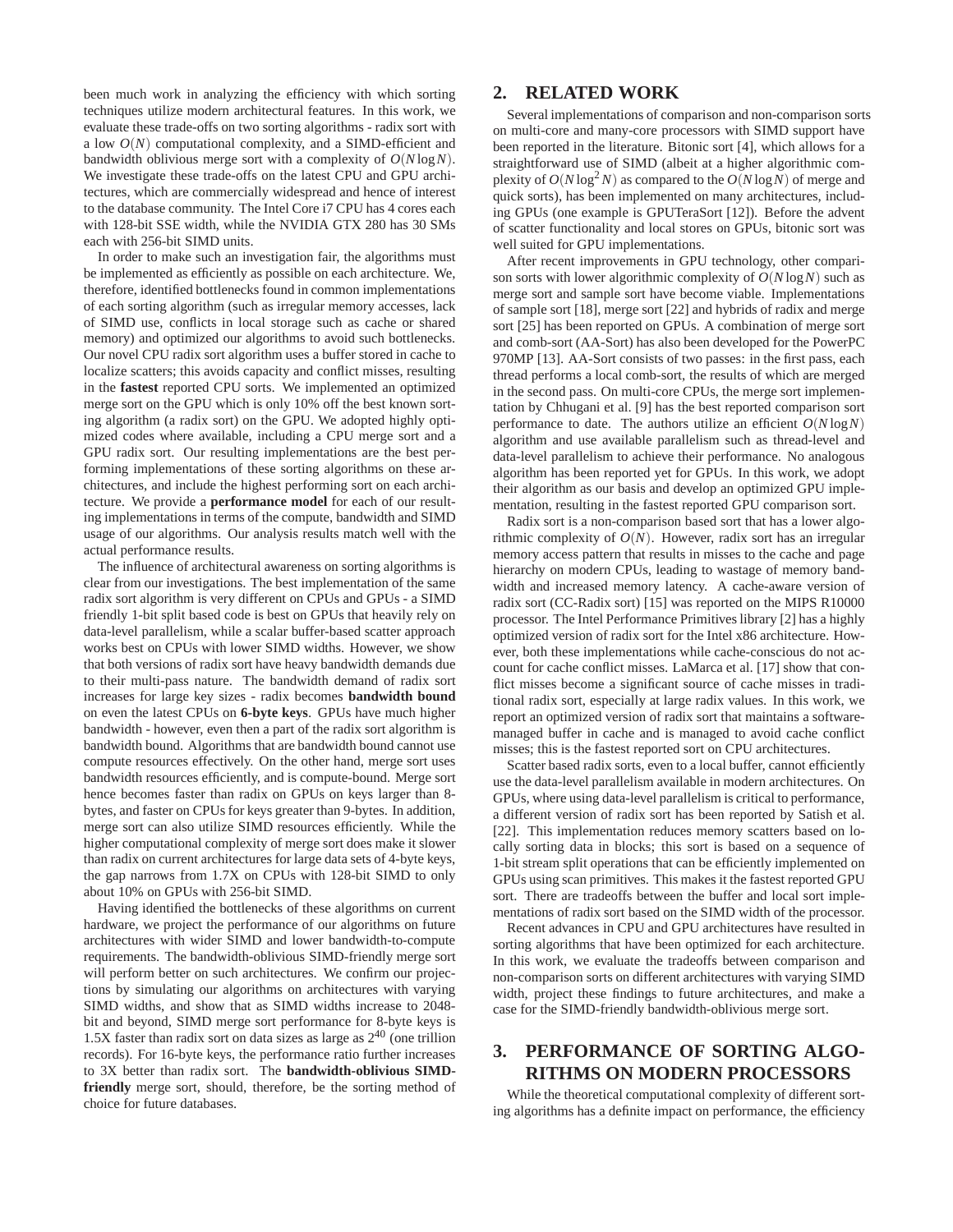been much work in analyzing the efficiency with which sorting techniques utilize modern architectural features. In this work, we evaluate these trade-offs on two sorting algorithms - radix sort with a low $O(N)$ computational complexity, and a SIMD-efficient and bandwidth oblivious merge sort with a complexity of $O(N \log N)$. We investigate these trade-offs on the latest CPU and GPU architectures, which are commercially widespread and hence of interest to the database community. The Intel Core i7 CPU has 4 cores each with 128-bit SSE width, while the NVIDIA GTX 280 has 30 SMs each with 256-bit SIMD units.

In order to make such an investigation fair, the algorithms must be implemented as efficiently as possible on each architecture. We, therefore, identified bottlenecks found in common implementations of each sorting algorithm (such as irregular memory accesses, lack of SIMD use, conflicts in local storage such as cache or shared memory) and optimized our algorithms to avoid such bottlenecks. Our novel CPU radix sort algorithm uses a buffer stored in cache to localize scatters; this avoids capacity and conflict misses, resulting in the **fastest** reported CPU sorts. We implemented an optimized merge sort on the GPU which is only 10% off the best known sorting algorithm (a radix sort) on the GPU. We adopted highly optimized codes where available, including a CPU merge sort and a GPU radix sort. Our resulting implementations are the best performing implementations of these sorting algorithms on these architectures, and include the highest performing sort on each architecture. We provide a **performance model** for each of our resulting implementations in terms of the compute, bandwidth and SIMD usage of our algorithms. Our analysis results match well with the actual performance results.

The influence of architectural awareness on sorting algorithms is clear from our investigations. The best implementation of the same radix sort algorithm is very different on CPUs and GPUs - a SIMD friendly 1-bit split based code is best on GPUs that heavily rely on data-level parallelism, while a scalar buffer-based scatter approach works best on CPUs with lower SIMD widths. However, we show that both versions of radix sort have heavy bandwidth demands due to their multi-pass nature. The bandwidth demand of radix sort increases for large key sizes - radix becomes **bandwidth bound** on even the latest CPUs on **6-byte keys**. GPUs have much higher bandwidth - however, even then a part of the radix sort algorithm is bandwidth bound. Algorithms that are bandwidth bound cannot use compute resources effectively. On the other hand, merge sort uses bandwidth resources efficiently, and is compute-bound. Merge sort hence becomes faster than radix on GPUs on keys larger than 8-bytes, and faster on CPUs for keys greater than 9-bytes. In addition, merge sort can also utilize SIMD resources efficiently. While the higher computational complexity of merge sort does make it slower than radix on current architectures for large data sets of 4-byte keys, the gap narrows from 1.7X on CPUs with 128-bit SIMD to only about 10% on GPUs with 256-bit SIMD.

Having identified the bottlenecks of these algorithms on current hardware, we project the performance of our algorithms on future architectures with wider SIMD and lower bandwidth-to-compute requirements. The bandwidth-oblivious SIMD-friendly merge sort will perform better on such architectures. We confirm our projections by simulating our algorithms on architectures with varying SIMD widths, and show that as SIMD widths increase to 2048-bit and beyond, SIMD merge sort performance for 8-byte keys is 1.5X faster than radix sort on data sizes as large as $2^{40}$ (one trillion records). For 16-byte keys, the performance ratio further increases to 3X better than radix sort. The **bandwidth-oblivious SIMD-friendly** merge sort, should, therefore, be the sorting method of choice for future databases.

## 2. RELATED WORK

Several implementations of comparison and non-comparison sorts on multi-core and many-core processors with SIMD support have been reported in the literature. Bitonic sort [4], which allows for a straightforward use of SIMD (albeit at a higher algorithmic complexity of $O(N \log^2 N)$ as compared to the $O(N \log N)$ of merge and quick sorts), has been implemented on many architectures, including GPUs (one example is GPUTeraSort [12]). Before the advent of scatter functionality and local stores on GPUs, bitonic sort was well suited for GPU implementations.

After recent improvements in GPU technology, other comparison sorts with lower algorithmic complexity of $O(N \log N)$ such as merge sort and sample sort have become viable. Implementations of sample sort [18], merge sort [22] and hybrids of radix and merge sort [25] has been reported on GPUs. A combination of merge sort and comb-sort (AA-Sort) has also been developed for the PowerPC 970MP [13]. AA-Sort consists of two passes: in the first pass, each thread performs a local comb-sort, the results of which are merged in the second pass. On multi-core CPUs, the merge sort implementation by Chhugani et al. [9] has the best reported comparison sort performance to date. The authors utilize an efficient $O(N \log N)$ algorithm and use available parallelism such as thread-level and data-level parallelism to achieve their performance. No analogous algorithm has been reported yet for GPUs. In this work, we adopt their algorithm as our basis and develop an optimized GPU implementation, resulting in the fastest reported GPU comparison sort.

Radix sort is a non-comparison based sort that has a lower algorithmic complexity of $O(N)$. However, radix sort has an irregular memory access pattern that results in misses to the cache and page hierarchy on modern CPUs, leading to wastage of memory bandwidth and increased memory latency. A cache-aware version of radix sort (CC-Radix sort) [15] was reported on the MIPS R10000 processor. The Intel Performance Primitives library [2] has a highly optimized version of radix sort for the Intel x86 architecture. However, both these implementations while cache-conscious do not account for cache conflict misses. LaMarca et al. [17] show that conflict misses become a significant source of cache misses in traditional radix sort, especially at large radix values. In this work, we report an optimized version of radix sort that maintains a software-managed buffer in cache and is managed to avoid cache conflict misses; this is the fastest reported sort on CPU architectures.

Scatter based radix sorts, even to a local buffer, cannot efficiently use the data-level parallelism available in modern architectures. On GPUs, where using data-level parallelism is critical to performance, a different version of radix sort has been reported by Satish et al. [22]. This implementation reduces memory scatters based on locally sorting data in blocks; this sort is based on a sequence of 1-bit stream split operations that can be efficiently implemented on GPUs using scan primitives. This makes it the fastest reported GPU sort. There are tradeoffs between the buffer and local sort implementations of radix sort based on the SIMD width of the processor.

Recent advances in CPU and GPU architectures have resulted in sorting algorithms that have been optimized for each architecture. In this work, we evaluate the tradeoffs between comparison and non-comparison sorts on different architectures with varying SIMD width, project these findings to future architectures, and make a case for the SIMD-friendly bandwidth-oblivious merge sort.

## 3. PERFORMANCE OF SORTING ALGORITHMS ON MODERN PROCESSORS

While the theoretical computational complexity of different sorting algorithms has a definite impact on performance, the efficiency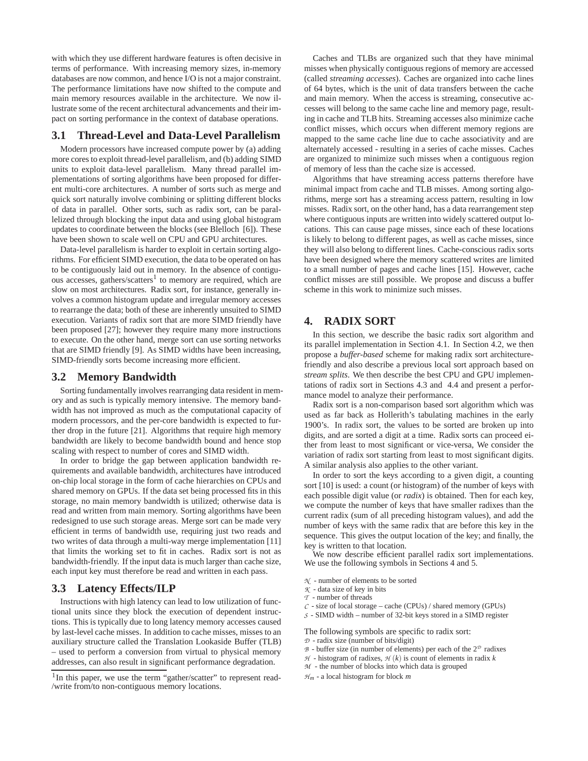with which they use different hardware features is often decisive in terms of performance. With increasing memory sizes, in-memory databases are now common, and hence I/O is not a major constraint. The performance limitations have now shifted to the compute and main memory resources available in the architecture. We now illustrate some of the recent architectural advancements and their impact on sorting performance in the context of database operations.

## 3.1 Thread-Level and Data-Level Parallelism

Modern processors have increased compute power by (a) adding more cores to exploit thread-level parallelism, and (b) adding SIMD units to exploit data-level parallelism. Many thread parallel implementations of sorting algorithms have been proposed for different multi-core architectures. A number of sorts such as merge and quick sort naturally involve combining or splitting different blocks of data in parallel. Other sorts, such as radix sort, can be parallelized through blocking the input data and using global histogram updates to coordinate between the blocks (see Blelloch [6]). These have been shown to scale well on CPU and GPU architectures.

Data-level parallelism is harder to exploit in certain sorting algorithms. For efficient SIMD execution, the data to be operated on has to be contiguously laid out in memory. In the absence of contiguous accesses, gathers/scatters[1] to memory are required, which are slow on most architectures. Radix sort, for instance, generally involves a common histogram update and irregular memory accesses to rearrange the data; both of these are inherently unsuited to SIMD execution. Variants of radix sort that are more SIMD friendly have been proposed [27]; however they require many more instructions to execute. On the other hand, merge sort can use sorting networks that are SIMD friendly [9]. As SIMD widths have been increasing, SIMD-friendly sorts become increasing more efficient.

## 3.2 Memory Bandwidth

Sorting fundamentally involves rearranging data resident in memory and as such is typically memory intensive. The memory bandwidth has not improved as much as the computational capacity of modern processors, and the per-core bandwidth is expected to further drop in the future [21]. Algorithms that require high memory bandwidth are likely to become bandwidth bound and hence stop scaling with respect to number of cores and SIMD width.

In order to bridge the gap between application bandwidth requirements and available bandwidth, architectures have introduced on-chip local storage in the form of cache hierarchies on CPUs and shared memory on GPUs. If the data set being processed fits in this storage, no main memory bandwidth is utilized; otherwise data is read and written from main memory. Sorting algorithms have been redesigned to use such storage areas. Merge sort can be made very efficient in terms of bandwidth use, requiring just two reads and two writes of data through a multi-way merge implementation [11] that limits the working set to fit in caches. Radix sort is not as bandwidth-friendly. If the input data is much larger than cache size, each input key must therefore be read and written in each pass.

## 3.3 Latency Effects/ILP

Instructions with high latency can lead to low utilization of functional units since they block the execution of dependent instructions. This is typically due to long latency memory accesses caused by last-level cache misses. In addition to cache misses, misses to an auxiliary structure called the Translation Lookaside Buffer (TLB) – used to perform a conversion from virtual to physical memory addresses, can also result in significant performance degradation.

[1] In this paper, we use the term "gather/scatter" to represent read-/write from/to non-contiguous memory locations.

Caches and TLBs are organized such that they have minimal misses when physically contiguous regions of memory are accessed (called *streaming accesses*). Caches are organized into cache lines of 64 bytes, which is the unit of data transfers between the cache and main memory. When the access is streaming, consecutive accesses will belong to the same cache line and memory page, resulting in cache and TLB hits. Streaming accesses also minimize cache conflict misses, which occurs when different memory regions are mapped to the same cache line due to cache associativity and are alternately accessed - resulting in a series of cache misses. Caches are organized to minimize such misses when a contiguous region of memory of less than the cache size is accessed.

Algorithms that have streaming access patterns therefore have minimal impact from cache and TLB misses. Among sorting algorithms, merge sort has a streaming access pattern, resulting in low misses. Radix sort, on the other hand, has a data rearrangement step where contiguous inputs are written into widely scattered output locations. This can cause page misses, since each of these locations is likely to belong to different pages, as well as cache misses, since they will also belong to different lines. Cache-conscious radix sorts have been designed where the memory scattered writes are limited to a small number of pages and cache lines [15]. However, cache conflict misses are still possible. We propose and discuss a buffer scheme in this work to minimize such misses.

# 4. RADIX SORT

In this section, we describe the basic radix sort algorithm and its parallel implementation in Section 4.1. In Section 4.2, we then propose a *buffer-based* scheme for making radix sort architecture-friendly and also describe a previous local sort approach based on *stream splits*. We then describe the best CPU and GPU implementations of radix sort in Sections 4.3 and 4.4 and present a performance model to analyze their performance.

Radix sort is a non-comparison based sort algorithm which was used as far back as Hollerith's tabulating machines in the early 1900's. In radix sort, the values to be sorted are broken up into digits, and are sorted a digit at a time. Radix sorts can proceed either from least to most significant or vice-versa, We consider the variation of radix sort starting from least to most significant digits. A similar analysis also applies to the other variant.

In order to sort the keys according to a given digit, a counting sort [10] is used: a count (or histogram) of the number of keys with each possible digit value (or *radix*) is obtained. Then for each key, we compute the number of keys that have smaller radixes than the current radix (sum of all preceding histogram values), and add the number of keys with the same radix that are before this key in the sequence. This gives the output location of the key; and finally, the key is written to that location.

We now describe efficient parallel radix sort implementations. We use the following symbols in Sections 4 and 5.

$\mathcal{N}$ - number of elements to be sorted
$\mathcal{K}$ - data size of key in bits
$\mathcal{T}$ - number of threads
$\mathcal{C}$ - size of local storage – cache (CPUs) / shared memory (GPUs)
$\mathcal{S}$ - SIMD width – number of 32-bit keys stored in a SIMD register

The following symbols are specific to radix sort:
$\mathcal{D}$ - radix size (number of bits/digit)
$\mathcal{B}$ - buffer size (in number of elements) per each of the $2^{\mathcal{D}}$ radixes
$\mathcal{H}$ - histogram of radixes, $\mathcal{H}(k)$ is count of elements in radix $k$
$\mathcal{M}$ - the number of blocks into which data is grouped
$\mathcal{H}_m$ - a local histogram for block $m$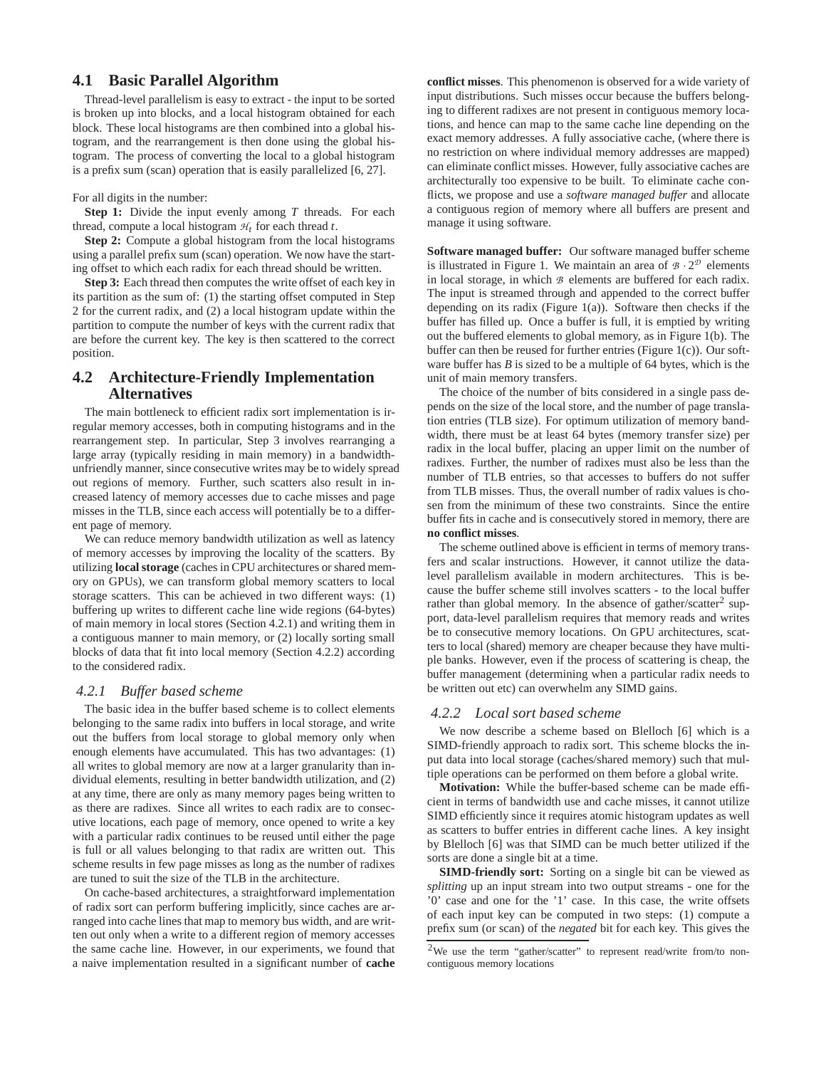## 4.1 Basic Parallel Algorithm

Thread-level parallelism is easy to extract - the input to be sorted is broken up into blocks, and a local histogram obtained for each block. These local histograms are then combined into a global histogram, and the rearrangement is then done using the global histogram. The process of converting the local to a global histogram is a prefix sum (scan) operation that is easily parallelized [6, 27].

For all digits in the number:

**Step 1:** Divide the input evenly among $T$ threads. For each thread, compute a local histogram $\mathcal{H}_t$ for each thread $t$.

**Step 2:** Compute a global histogram from the local histograms using a parallel prefix sum (scan) operation. We now have the starting offset to which each radix for each thread should be written.

**Step 3:** Each thread then computes the write offset of each key in its partition as the sum of: (1) the starting offset computed in Step 2 for the current radix, and (2) a local histogram update within the partition to compute the number of keys with the current radix that are before the current key. The key is then scattered to the correct position.

## 4.2 Architecture-Friendly Implementation Alternatives

The main bottleneck to efficient radix sort implementation is irregular memory accesses, both in computing histograms and in the rearrangement step. In particular, Step 3 involves rearranging a large array (typically residing in main memory) in a bandwidth-unfriendly manner, since consecutive writes may be to widely spread out regions of memory. Further, such scatters also result in increased latency of memory accesses due to cache misses and page misses in the TLB, since each access will potentially be to a different page of memory.

We can reduce memory bandwidth utilization as well as latency of memory accesses by improving the locality of the scatters. By utilizing **local storage** (caches in CPU architectures or shared memory on GPUs), we can transform global memory scatters to local storage scatters. This can be achieved in two different ways: (1) buffering up writes to different cache line wide regions (64-bytes) of main memory in local stores (Section 4.2.1) and writing them in a contiguous manner to main memory, or (2) locally sorting small blocks of data that fit into local memory (Section 4.2.2) according to the considered radix.

### 4.2.1 Buffer based scheme

The basic idea in the buffer based scheme is to collect elements belonging to the same radix into buffers in local storage, and write out the buffers from local storage to global memory only when enough elements have accumulated. This has two advantages: (1) all writes to global memory are now at a larger granularity than individual elements, resulting in better bandwidth utilization, and (2) at any time, there are only as many memory pages being written to as there are radixes. Since all writes to each radix are to consecutive locations, each page of memory, once opened to write a key with a particular radix continues to be reused until either the page is full or all values belonging to that radix are written out. This scheme results in few page misses as long as the number of radixes are tuned to suit the size of the TLB in the architecture.

On cache-based architectures, a straightforward implementation of radix sort can perform buffering implicitly, since caches are arranged into cache lines that map to memory bus width, and are written out only when a write to a different region of memory accesses the same cache line. However, in our experiments, we found that a naive implementation resulted in a significant number of **cache conflict misses**. This phenomenon is observed for a wide variety of input distributions. Such misses occur because the buffers belonging to different radixes are not present in contiguous memory locations, and hence can map to the same cache line depending on the exact memory addresses. A fully associative cache, (where there is no restriction on where individual memory addresses are mapped) can eliminate conflict misses. However, fully associative caches are architecturally too expensive to be built. To eliminate cache conflicts, we propose and use a *software managed buffer* and allocate a contiguous region of memory where all buffers are present and manage it using software.

**Software managed buffer:** Our software managed buffer scheme is illustrated in Figure 1. We maintain an area of $\mathcal{B} \cdot 2^{\mathcal{D}}$ elements in local storage, in which $\mathcal{B}$ elements are buffered for each radix. The input is streamed through and appended to the correct buffer depending on its radix (Figure 1(a)). Software then checks if the buffer has filled up. Once a buffer is full, it is emptied by writing out the buffered elements to global memory, as in Figure 1(b). The buffer can then be reused for further entries (Figure 1(c)). Our software buffer has $B$ is sized to be a multiple of 64 bytes, which is the unit of main memory transfers.

The choice of the number of bits considered in a single pass depends on the size of the local store, and the number of page translation entries (TLB size). For optimum utilization of memory bandwidth, there must be at least 64 bytes (memory transfer size) per radix in the local buffer, placing an upper limit on the number of radixes. Further, the number of radixes must also be less than the number of TLB entries, so that accesses to buffers do not suffer from TLB misses. Thus, the overall number of radix values is chosen from the minimum of these two constraints. Since the entire buffer fits in cache and is consecutively stored in memory, there are **no conflict misses**.

The scheme outlined above is efficient in terms of memory transfers and scalar instructions. However, it cannot utilize the data-level parallelism available in modern architectures. This is because the buffer scheme still involves scatters - to the local buffer rather than global memory. In the absence of gather/scatter[2] support, data-level parallelism requires that memory reads and writes be to consecutive memory locations. On GPU architectures, scatters to local (shared) memory are cheaper because they have multiple banks. However, even if the process of scattering is cheap, the buffer management (determining when a particular radix needs to be written out etc) can overwhelm any SIMD gains.

### 4.2.2 Local sort based scheme

We now describe a scheme based on Blelloch [6] which is a SIMD-friendly approach to radix sort. This scheme blocks the input data into local storage (caches/shared memory) such that multiple operations can be performed on them before a global write.

**Motivation:** While the buffer-based scheme can be made efficient in terms of bandwidth use and cache misses, it cannot utilize SIMD efficiently since it requires atomic histogram updates as well as scatters to buffer entries in different cache lines. A key insight by Blelloch [6] was that SIMD can be much better utilized if the sorts are done a single bit at a time.

**SIMD-friendly sort:** Sorting on a single bit can be viewed as *splitting* up an input stream into two output streams - one for the '0' case and one for the '1' case. In this case, the write offsets of each input key can be computed in two steps: (1) compute a prefix sum (or scan) of the *negated* bit for each key. This gives the

[2] We use the term "gather/scatter" to represent read/write from/to non-contiguous memory locations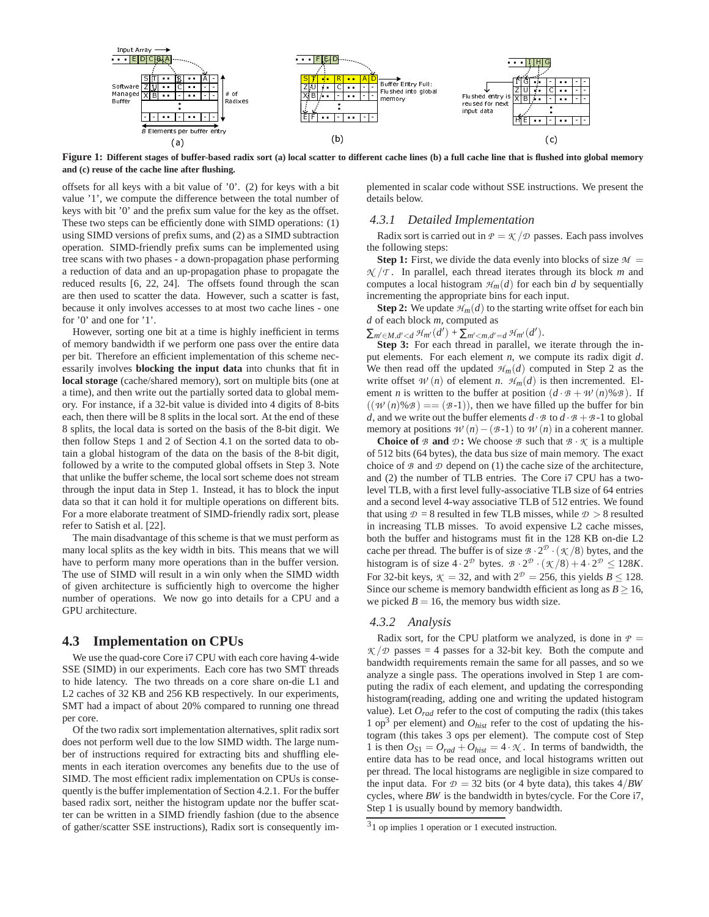**Figure 1: Different stages of buffer-based radix sort (a) local scatter to different cache lines (b) a full cache line that is flushed into global memory and (c) reuse of the cache line after flushing.**

offsets for all keys with a bit value of '0'. (2) for keys with a bit value '1', we compute the difference between the total number of keys with bit '0' and the prefix sum value for the key as the offset. These two steps can be efficiently done with SIMD operations: (1) using SIMD versions of prefix sums, and (2) as a SIMD subtraction operation. SIMD-friendly prefix sums can be implemented using tree scans with two phases - a down-propagation phase performing a reduction of data and an up-propagation phase to propagate the reduced results [6, 22, 24]. The offsets found through the scan are then used to scatter the data. However, such a scatter is fast, because it only involves accesses to at most two cache lines - one for '0' and one for '1'.

However, sorting one bit at a time is highly inefficient in terms of memory bandwidth if we perform one pass over the entire data per bit. Therefore an efficient implementation of this scheme necessarily involves **blocking the input data** into chunks that fit in **local storage** (cache/shared memory), sort on multiple bits (one at a time), and then write out the partially sorted data to global memory. For instance, if a 32-bit value is divided into 4 digits of 8-bits each, then there will be 8 splits in the local sort. At the end of these 8 splits, the local data is sorted on the basis of the 8-bit digit. We then follow Steps 1 and 2 of Section 4.1 on the sorted data to obtain a global histogram of the data on the basis of the 8-bit digit, followed by a write to the computed global offsets in Step 3. Note that unlike the buffer scheme, the local sort scheme does not stream through the input data in Step 1. Instead, it has to block the input data so that it can hold it for multiple operations on different bits. For a more elaborate treatment of SIMD-friendly radix sort, please refer to Satish et al. [22].

The main disadvantage of this scheme is that we must perform as many local splits as the key width in bits. This means that we will have to perform many more operations than in the buffer version. The use of SIMD will result in a win only when the SIMD width of given architecture is sufficiently high to overcome the higher number of operations. We now go into details for a CPU and a GPU architecture.

## 4.3 Implementation on CPUs

We use the quad-core Core i7 CPU with each core having 4-wide SSE (SIMD) in our experiments. Each core has two SMT threads to hide latency. The two threads on a core share on-die L1 and L2 caches of 32 KB and 256 KB respectively. In our experiments, SMT had a impact of about 20% compared to running one thread per core.

Of the two radix sort implementation alternatives, split radix sort does not perform well due to the low SIMD width. The large number of instructions required for extracting bits and shuffling elements in each iteration overcomes any benefits due to the use of SIMD. The most efficient radix implementation on CPUs is consequently is the buffer implementation of Section 4.2.1. For the buffer based radix sort, neither the histogram update nor the buffer scatter can be written in a SIMD friendly fashion (due to the absence of gather/scatter SSE instructions), Radix sort is consequently implemented in scalar code without SSE instructions. We present the details below.

### 4.3.1 Detailed Implementation

Radix sort is carried out in $\mathcal{P} = \mathcal{K}/\mathcal{D}$ passes. Each pass involves the following steps:

**Step 1:** First, we divide the data evenly into blocks of size $\mathcal{M} = \mathcal{N}/\mathcal{T}$. In parallel, each thread iterates through its block $m$ and computes a local histogram $\mathcal{H}_m(d)$ for each bin $d$ by sequentially incrementing the appropriate bins for each input.

**Step 2:** We update $\mathcal{H}_m(d)$ to the starting write offset for each bin $d$ of each block $m$, computed as $\sum_{m' \in M, d' < d} \mathcal{H}_{m'}(d') + \sum_{m' < m, d' = d} \mathcal{H}_{m'}(d')$.

**Step 3:** For each thread in parallel, we iterate through the input elements. For each element $n$, we compute its radix digit $d$. We then read off the updated $\mathcal{H}_m(d)$ computed in Step 2 as the write offset $\mathcal{W}(n)$ of element $n$. $\mathcal{H}_m(d)$ is then incremented. Element $n$ is written to the buffer at position $(d \cdot \mathcal{B} + \mathcal{W}(n)\%\mathcal{B})$. If $((\mathcal{W}(n)\%\mathcal{B}) == (\mathcal{B}\text{-}1))$, then we have filled up the buffer for bin $d$, and we write out the buffer elements $d \cdot \mathcal{B}$ to $d \cdot \mathcal{B} + \mathcal{B}\text{-}1$ to global memory at positions $\mathcal{W}(n) - (\mathcal{B}\text{-}1)$ to $\mathcal{W}(n)$ in a coherent manner.

**Choice of $\mathcal{B}$ and $\mathcal{D}$:** We choose $\mathcal{B}$ such that $\mathcal{B} \cdot \mathcal{K}$ is a multiple of 512 bits (64 bytes), the data bus size of main memory. The exact choice of $\mathcal{B}$ and $\mathcal{D}$ depend on (1) the cache size of the architecture, and (2) the number of TLB entries. The Core i7 CPU has a two-level TLB, with a first level fully-associative TLB size of 64 entries and a second level 4-way associative TLB of 512 entries. We found that using $\mathcal{D} = 8$ resulted in few TLB misses, while $\mathcal{D} > 8$ resulted in increasing TLB misses. To avoid expensive L2 cache misses, both the buffer and histograms must fit in the 128 KB on-die L2 cache per thread. The buffer is of size $\mathcal{B} \cdot 2^{\mathcal{D}} \cdot (\mathcal{K}/8)$ bytes, and the histogram is of size $4 \cdot 2^{\mathcal{D}}$ bytes. $\mathcal{B} \cdot 2^{\mathcal{D}} \cdot (\mathcal{K}/8) + 4 \cdot 2^{\mathcal{D}} \leq 128K$. For 32-bit keys, $\mathcal{K} = 32$, and with $2^{\mathcal{D}} = 256$, this yields $B \leq 128$. Since our scheme is memory bandwidth efficient as long as $B \geq 16$, we picked $B = 16$, the memory bus width size.

### 4.3.2 Analysis

Radix sort, for the CPU platform we analyzed, is done in $\mathcal{P} = \mathcal{K}/\mathcal{D}$ passes = 4 passes for a 32-bit key. Both the compute and bandwidth requirements remain the same for all passes, and so we analyze a single pass. The operations involved in Step 1 are computing the radix of each element, and updating the corresponding histogram(reading, adding one and writing the updated histogram value). Let $O_{rad}$ refer to the cost of computing the radix (this takes 1 op[3] per element) and $O_{hist}$ refer to the cost of updating the histogram (this takes 3 ops per element). The compute cost of Step 1 is then $O_{S1} = O_{rad} + O_{hist} = 4 \cdot \mathcal{N}$. In terms of bandwidth, the entire data has to be read once, and local histograms written out per thread. The local histograms are negligible in size compared to the input data. For $\mathcal{D} = 32$ bits (or 4 byte data), this takes $4/BW$ cycles, where $BW$ is the bandwidth in bytes/cycle. For the Core i7, Step 1 is usually bound by memory bandwidth.

[3] 1 op implies 1 operation or 1 executed instruction.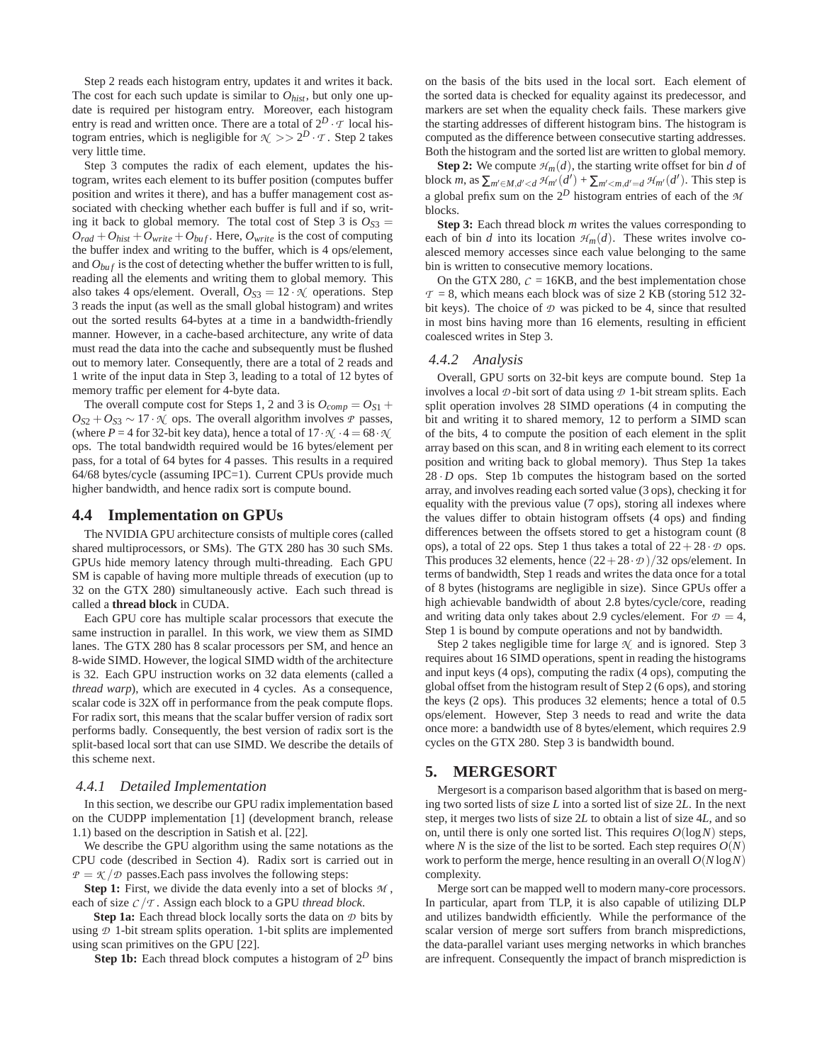Step 2 reads each histogram entry, updates it and writes it back. The cost for each such update is similar to $O_{hist}$, but only one update is required per histogram entry. Moreover, each histogram entry is read and written once. There are a total of $2^D \cdot \mathcal{T}$ local histogram entries, which is negligible for $\mathcal{N} >> 2^D \cdot \mathcal{T}$. Step 2 takes very little time.

Step 3 computes the radix of each element, updates the histogram, writes each element to its buffer position (computes buffer position and writes it there), and has a buffer management cost associated with checking whether each buffer is full and if so, writing it back to global memory. The total cost of Step 3 is $O_{S3} = O_{rad} + O_{hist} + O_{write} + O_{buf}$. Here, $O_{write}$ is the cost of computing the buffer index and writing to the buffer, which is 4 ops/element, and $O_{buf}$ is the cost of detecting whether the buffer written to is full, reading all the elements and writing them to global memory. This also takes 4 ops/element. Overall, $O_{S3} = 12 \cdot \mathcal{N}$ operations. Step 3 reads the input (as well as the small global histogram) and writes out the sorted results 64-bytes at a time in a bandwidth-friendly manner. However, in a cache-based architecture, any write of data must read the data into the cache and subsequently must be flushed out to memory later. Consequently, there are a total of 2 reads and 1 write of the input data in Step 3, leading to a total of 12 bytes of memory traffic per element for 4-byte data.

The overall compute cost for Steps 1, 2 and 3 is $O_{comp} = O_{S1} + O_{S2} + O_{S3} \sim 17 \cdot \mathcal{N}$ ops. The overall algorithm involves $\mathcal{P}$ passes, (where $P = 4$ for 32-bit key data), hence a total of $17 \cdot \mathcal{N} \cdot 4 = 68 \cdot \mathcal{N}$ ops. The total bandwidth required would be 16 bytes/element per pass, for a total of 64 bytes for 4 passes. This results in a required 64/68 bytes/cycle (assuming IPC=1). Current CPUs provide much higher bandwidth, and hence radix sort is compute bound.

## 4.4 Implementation on GPUs

The NVIDIA GPU architecture consists of multiple cores (called shared multiprocessors, or SMs). The GTX 280 has 30 such SMs. GPUs hide memory latency through multi-threading. Each GPU SM is capable of having more multiple threads of execution (up to 32 on the GTX 280) simultaneously active. Each such thread is called a **thread block** in CUDA.

Each GPU core has multiple scalar processors that execute the same instruction in parallel. In this work, we view them as SIMD lanes. The GTX 280 has 8 scalar processors per SM, and hence an 8-wide SIMD. However, the logical SIMD width of the architecture is 32. Each GPU instruction works on 32 data elements (called a *thread warp*), which are executed in 4 cycles. As a consequence, scalar code is 32X off in performance from the peak compute flops. For radix sort, this means that the scalar buffer version of radix sort performs badly. Consequently, the best version of radix sort is the split-based local sort that can use SIMD. We describe the details of this scheme next.

### 4.4.1 Detailed Implementation

In this section, we describe our GPU radix implementation based on the CUDPP implementation [1] (development branch, release 1.1) based on the description in Satish et al. [22].

We describe the GPU algorithm using the same notations as the CPU code (described in Section 4). Radix sort is carried out in $\mathcal{P} = \mathcal{K}/\mathcal{D}$ passes.Each pass involves the following steps:

**Step 1:** First, we divide the data evenly into a set of blocks $\mathcal{M}$, each of size $\mathcal{C}/\mathcal{T}$. Assign each block to a GPU *thread block*.

**Step 1a:** Each thread block locally sorts the data on $\mathcal{D}$ bits by using $\mathcal{D}$ 1-bit stream splits operation. 1-bit splits are implemented using scan primitives on the GPU [22].

**Step 1b:** Each thread block computes a histogram of $2^D$ bins on the basis of the bits used in the local sort. Each element of the sorted data is checked for equality against its predecessor, and markers are set when the equality check fails. These markers give the starting addresses of different histogram bins. The histogram is computed as the difference between consecutive starting addresses. Both the histogram and the sorted list are written to global memory.

**Step 2:** We compute $\mathcal{H}_m(d)$, the starting write offset for bin $d$ of block $m$, as $\sum_{m' \in M, d' < d} \mathcal{H}_{m'}(d') + \sum_{m' < m, d' = d} \mathcal{H}_{m'}(d')$. This step is a global prefix sum on the $2^D$ histogram entries of each of the $\mathcal{M}$ blocks.

**Step 3:** Each thread block $m$ writes the values corresponding to each of bin $d$ into its location $\mathcal{H}_m(d)$. These writes involve coalesced memory accesses since each value belonging to the same bin is written to consecutive memory locations.

On the GTX 280, $\mathcal{C}$ = 16KB, and the best implementation chose $\mathcal{T}$ = 8, which means each block was of size 2 KB (storing 512 32-bit keys). The choice of $\mathcal{D}$ was picked to be 4, since that resulted in most bins having more than 16 elements, resulting in efficient coalesced writes in Step 3.

### 4.4.2 Analysis

Overall, GPU sorts on 32-bit keys are compute bound. Step 1a involves a local $\mathcal{D}$-bit sort of data using $\mathcal{D}$ 1-bit stream splits. Each split operation involves 28 SIMD operations (4 in computing the bit and writing it to shared memory, 12 to perform a SIMD scan of the bits, 4 to compute the position of each element in the split array based on this scan, and 8 in writing each element to its correct position and writing back to global memory). Thus Step 1a takes $28 \cdot D$ ops. Step 1b computes the histogram based on the sorted array, and involves reading each sorted value (3 ops), checking it for equality with the previous value (7 ops), storing all indexes where the values differ to obtain histogram offsets (4 ops) and finding differences between the offsets stored to get a histogram count (8 ops), a total of 22 ops. Step 1 thus takes a total of $22 + 28 \cdot \mathcal{D}$ ops. This produces 32 elements, hence $(22 + 28 \cdot \mathcal{D})/32$ ops/element. In terms of bandwidth, Step 1 reads and writes the data once for a total of 8 bytes (histograms are negligible in size). Since GPUs offer a high achievable bandwidth of about 2.8 bytes/cycle/core, reading and writing data only takes about 2.9 cycles/element. For $\mathcal{D} = 4$, Step 1 is bound by compute operations and not by bandwidth.

Step 2 takes negligible time for large $\mathcal{N}$ and is ignored. Step 3 requires about 16 SIMD operations, spent in reading the histograms and input keys (4 ops), computing the radix (4 ops), computing the global offset from the histogram result of Step 2 (6 ops), and storing the keys (2 ops). This produces 32 elements; hence a total of 0.5 ops/element. However, Step 3 needs to read and write the data once more: a bandwidth use of 8 bytes/element, which requires 2.9 cycles on the GTX 280. Step 3 is bandwidth bound.

# 5. MERGESORT

Mergesort is a comparison based algorithm that is based on merging two sorted lists of size $L$ into a sorted list of size $2L$. In the next step, it merges two lists of size $2L$ to obtain a list of size $4L$, and so on, until there is only one sorted list. This requires $O(\log N)$ steps, where $N$ is the size of the list to be sorted. Each step requires $O(N)$ work to perform the merge, hence resulting in an overall $O(N \log N)$ complexity.

Merge sort can be mapped well to modern many-core processors. In particular, apart from TLP, it is also capable of utilizing DLP and utilizes bandwidth efficiently. While the performance of the scalar version of merge sort suffers from branch mispredictions, the data-parallel variant uses merging networks in which branches are infrequent. Consequently the impact of branch misprediction is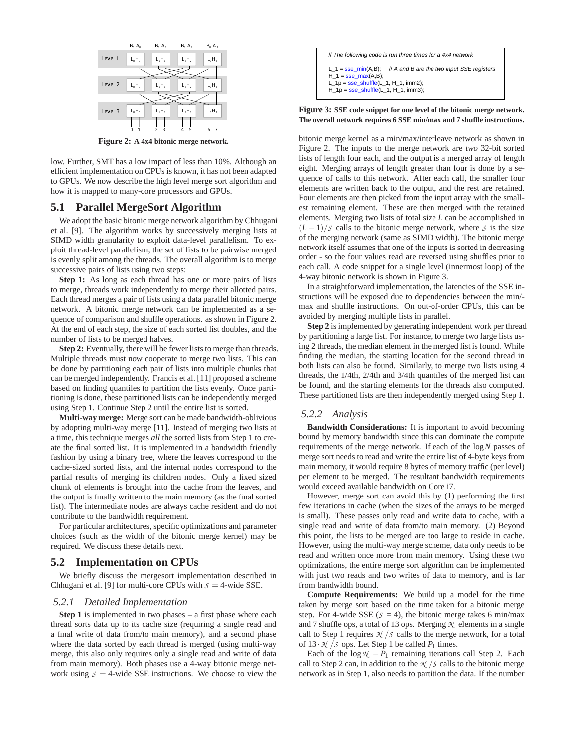Figure 2: **A 4x4 bitonic merge network.**

low. Further, SMT has a low impact of less than 10%. Although an efficient implementation on CPUs is known, it has not been adapted to GPUs. We now describe the high level merge sort algorithm and how it is mapped to many-core processors and GPUs.

## 5.1 Parallel MergeSort Algorithm

We adopt the basic bitonic merge network algorithm by Chhugani et al. [9]. The algorithm works by successively merging lists at SIMD width granularity to exploit data-level parallelism. To exploit thread-level parallelism, the set of lists to be pairwise merged is evenly split among the threads. The overall algorithm is to merge successive pairs of lists using two steps:

**Step 1:** As long as each thread has one or more pairs of lists to merge, threads work independently to merge their allotted pairs. Each thread merges a pair of lists using a data parallel bitonic merge network. A bitonic merge network can be implemented as a sequence of comparison and shuffle operations. as shown in Figure 2. At the end of each step, the size of each sorted list doubles, and the number of lists to be merged halves.

**Step 2:** Eventually, there will be fewer lists to merge than threads. Multiple threads must now cooperate to merge two lists. This can be done by partitioning each pair of lists into multiple chunks that can be merged independently. Francis et al. [11] proposed a scheme based on finding quantiles to partition the lists evenly. Once partitioning is done, these partitioned lists can be independently merged using Step 1. Continue Step 2 until the entire list is sorted.

**Multi-way merge:** Merge sort can be made bandwidth-oblivious by adopting multi-way merge [11]. Instead of merging two lists at a time, this technique merges *all* the sorted lists from Step 1 to create the final sorted list. It is implemented in a bandwidth friendly fashion by using a binary tree, where the leaves correspond to the cache-sized sorted lists, and the internal nodes correspond to the partial results of merging its children nodes. Only a fixed sized chunk of elements is brought into the cache from the leaves, and the output is finally written to the main memory (as the final sorted list). The intermediate nodes are always cache resident and do not contribute to the bandwidth requirement.

For particular architectures, specific optimizations and parameter choices (such as the width of the bitonic merge kernel) may be required. We discuss these details next.

## 5.2 Implementation on CPUs

We briefly discuss the mergesort implementation described in Chhugani et al. [9] for multi-core CPUs with $\mathcal{S}$ = 4-wide SSE.

### 5.2.1 Detailed Implementation

**Step 1** is implemented in two phases – a first phase where each thread sorts data up to its cache size (requiring a single read and a final write of data from/to main memory), and a second phase where the data sorted by each thread is merged (using multi-way merge, this also only requires only a single read and write of data from main memory). Both phases use a 4-way bitonic merge network using $\mathcal{S}$ = 4-wide SSE instructions. We choose to view the bitonic merge kernel as a min/max/interleave network as shown in Figure 2. The inputs to the merge network are *two* 32-bit sorted lists of length four each, and the output is a merged array of length eight. Merging arrays of length greater than four is done by a sequence of calls to this network. After each call, the smaller four elements are written back to the output, and the rest are retained. Four elements are then picked from the input array with the smallest remaining element. These are then merged with the retained elements. Merging two lists of total size $L$ can be accomplished in $(L-1)/\mathcal{S}$ calls to the bitonic merge network, where $\mathcal{S}$ is the size of the merging network (same as SIMD width). The bitonic merge network itself assumes that one of the inputs is sorted in decreasing order - so the four values read are reversed using shuffles prior to each call. A code snippet for a single level (innermost loop) of the 4-way bitonic network is shown in Figure 3.

```
// The following code is run three times for a 4x4 network

L_1 = sse_min(A,B);    // A and B are the two input SSE registers
H_1 = sse_max(A,B);
L_1p = sse_shuffle(L_1, H_1, imm2);
H_1p = sse_shuffle(L_1, H_1, imm3);
```

Figure 3: **SSE code snippet for one level of the bitonic merge network. The overall network requires 6 SSE min/max and 7 shuffle instructions.**

In a straightforward implementation, the latencies of the SSE instructions will be exposed due to dependencies between the min/max and shuffle instructions. On out-of-order CPUs, this can be avoided by merging multiple lists in parallel.

**Step 2** is implemented by generating independent work per thread by partitioning a large list. For instance, to merge two large lists using 2 threads, the median element in the merged list is found. While finding the median, the starting location for the second thread in both lists can also be found. Similarly, to merge two lists using 4 threads, the 1/4th, 2/4th and 3/4th quantiles of the merged list can be found, and the starting elements for the threads also computed. These partitioned lists are then independently merged using Step 1.

### 5.2.2 Analysis

**Bandwidth Considerations:** It is important to avoid becoming bound by memory bandwidth since this can dominate the compute requirements of the merge network. If each of the $\log N$ passes of merge sort needs to read and write the entire list of 4-byte keys from main memory, it would require 8 bytes of memory traffic (per level) per element to be merged. The resultant bandwidth requirements would exceed available bandwidth on Core i7.

However, merge sort can avoid this by (1) performing the first few iterations in cache (when the sizes of the arrays to be merged is small). These passes only read and write data to cache, with a single read and write of data from/to main memory. (2) Beyond this point, the lists to be merged are too large to reside in cache. However, using the multi-way merge scheme, data only needs to be read and written once more from main memory. Using these two optimizations, the entire merge sort algorithm can be implemented with just two reads and two writes of data to memory, and is far from bandwidth bound.

**Compute Requirements:** We build up a model for the time taken by merge sort based on the time taken for a bitonic merge step. For 4-wide SSE ($\mathcal{S}$ = 4), the bitonic merge takes 6 min/max and 7 shuffle ops, a total of 13 ops. Merging $\mathcal{N}$ elements in a single call to Step 1 requires $\mathcal{N}/\mathcal{S}$ calls to the merge network, for a total of $13 \cdot \mathcal{N}/\mathcal{S}$ ops. Let Step 1 be called $P_1$ times.

Each of the $\log \mathcal{N} - P_1$ remaining iterations call Step 2. Each call to Step 2 can, in addition to the $\mathcal{N}/\mathcal{S}$ calls to the bitonic merge network as in Step 1, also needs to partition the data. If the number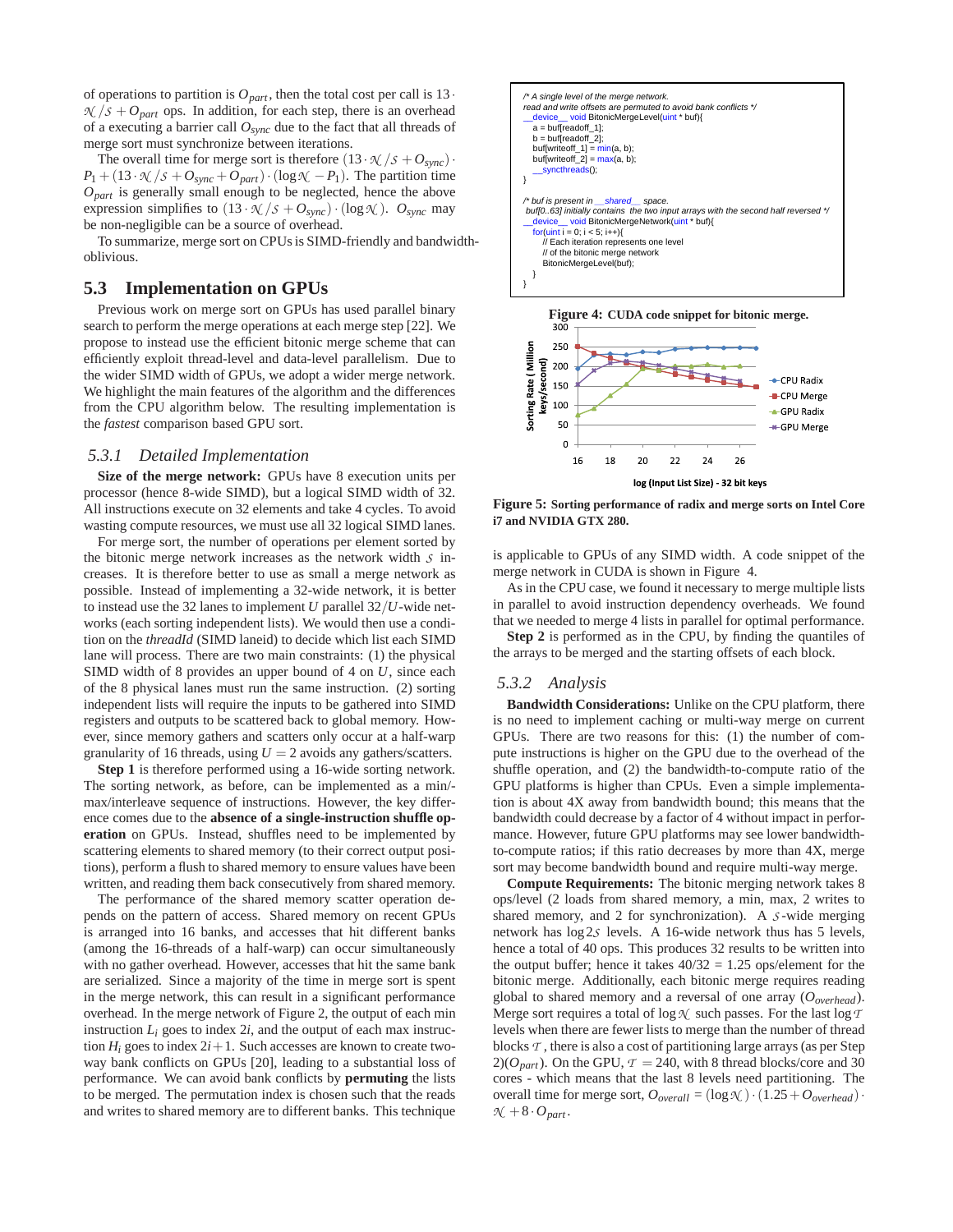of operations to partition is $O_{part}$, then the total cost per call is $13 \cdot \mathcal{N}/\mathcal{S} + O_{part}$ ops. In addition, for each step, there is an overhead of a executing a barrier call $O_{sync}$ due to the fact that all threads of merge sort must synchronize between iterations.

The overall time for merge sort is therefore $(13 \cdot \mathcal{N}/\mathcal{S} + O_{sync}) \cdot P_1 + (13 \cdot \mathcal{N}/\mathcal{S} + O_{sync} + O_{part}) \cdot (\log \mathcal{N} - P_1)$. The partition time $O_{part}$ is generally small enough to be neglected, hence the above expression simplifies to $(13 \cdot \mathcal{N}/\mathcal{S} + O_{sync}) \cdot (\log \mathcal{N})$. $O_{sync}$ may be non-negligible can be a source of overhead.

To summarize, merge sort on CPUs is SIMD-friendly and bandwidth-oblivious.

## 5.3 Implementation on GPUs

Previous work on merge sort on GPUs has used parallel binary search to perform the merge operations at each merge step [22]. We propose to instead use the efficient bitonic merge scheme that can efficiently exploit thread-level and data-level parallelism. Due to the wider SIMD width of GPUs, we adopt a wider merge network. We highlight the main features of the algorithm and the differences from the CPU algorithm below. The resulting implementation is the *fastest* comparison based GPU sort.

### 5.3.1 Detailed Implementation

**Size of the merge network:** GPUs have 8 execution units per processor (hence 8-wide SIMD), but a logical SIMD width of 32. All instructions execute on 32 elements and take 4 cycles. To avoid wasting compute resources, we must use all 32 logical SIMD lanes.

For merge sort, the number of operations per element sorted by the bitonic merge network increases as the network width $\mathcal{S}$ increases. It is therefore better to use as small a merge network as possible. Instead of implementing a 32-wide network, it is better to instead use the 32 lanes to implement $U$ parallel $32/U$-wide networks (each sorting independent lists). We would then use a condition on the *threadId* (SIMD laneid) to decide which list each SIMD lane will process. There are two main constraints: (1) the physical SIMD width of 8 provides an upper bound of 4 on $U$, since each of the 8 physical lanes must run the same instruction. (2) sorting independent lists will require the inputs to be gathered into SIMD registers and outputs to be scattered back to global memory. However, since memory gathers and scatters only occur at a half-warp granularity of 16 threads, using $U = 2$ avoids any gathers/scatters.

**Step 1** is therefore performed using a 16-wide sorting network. The sorting network, as before, can be implemented as a min/max/interleave sequence of instructions. However, the key difference comes due to the **absence of a single-instruction shuffle operation** on GPUs. Instead, shuffles need to be implemented by scattering elements to shared memory (to their correct output positions), perform a flush to shared memory to ensure values have been written, and reading them back consecutively from shared memory.

The performance of the shared memory scatter operation depends on the pattern of access. Shared memory on recent GPUs is arranged into 16 banks, and accesses that hit different banks (among the 16-threads of a half-warp) can occur simultaneously with no gather overhead. However, accesses that hit the same bank are serialized. Since a majority of the time in merge sort is spent in the merge network, this can result in a significant performance overhead. In the merge network of Figure 2, the output of each min instruction $L_i$ goes to index $2i$, and the output of each max instruction $H_i$ goes to index $2i+1$. Such accesses are known to create two-way bank conflicts on GPUs [20], leading to a substantial loss of performance. We can avoid bank conflicts by **permuting** the lists to be merged. The permutation index is chosen such that the reads and writes to shared memory are to different banks. This technique is applicable to GPUs of any SIMD width. A code snippet of the merge network in CUDA is shown in Figure 4.

```
/* A single level of the merge network.
read and write offsets are permuted to avoid bank conflicts */
__device__ void BitonicMergeLevel(uint * buf){
   a = buf[readoff_1];
   b = buf[readoff_2];
   buf[writeoff_1] = min(a, b);
   buf[writeoff_2] = max(a, b);
   __syncthreads();
}

/* buf is present in __shared__ space.
 buf[0..63] initially contains  the two input arrays with the second half reversed */
__device__ void BitonicMergeNetwork(uint * buf){
   for(uint i = 0; i < 5; i++){
      // Each iteration represents one level
      // of the bitonic merge network
      BitonicMergeLevel(buf);
   }
}
```

**Figure 4:** CUDA code snippet for bitonic merge.

**Figure 5:** Sorting performance of radix and merge sorts on Intel Core i7 and NVIDIA GTX 280.

As in the CPU case, we found it necessary to merge multiple lists in parallel to avoid instruction dependency overheads. We found that we needed to merge 4 lists in parallel for optimal performance.

**Step 2** is performed as in the CPU, by finding the quantiles of the arrays to be merged and the starting offsets of each block.

### 5.3.2 Analysis

**Bandwidth Considerations:** Unlike on the CPU platform, there is no need to implement caching or multi-way merge on current GPUs. There are two reasons for this: (1) the number of compute instructions is higher on the GPU due to the overhead of the shuffle operation, and (2) the bandwidth-to-compute ratio of the GPU platforms is higher than CPUs. Even a simple implementation is about 4X away from bandwidth bound; this means that the bandwidth could decrease by a factor of 4 without impact in performance. However, future GPU platforms may see lower bandwidth-to-compute ratios; if this ratio decreases by more than 4X, merge sort may become bandwidth bound and require multi-way merge.

**Compute Requirements:** The bitonic merging network takes 8 ops/level (2 loads from shared memory, a min, max, 2 writes to shared memory, and 2 for synchronization). A $\mathcal{S}$-wide merging network has $\log 2\mathcal{S}$ levels. A 16-wide network thus has 5 levels, hence a total of 40 ops. This produces 32 results to be written into the output buffer; hence it takes 40/32 = 1.25 ops/element for the bitonic merge. Additionally, each bitonic merge requires reading global to shared memory and a reversal of one array ($O_{overhead}$). Merge sort requires a total of $\log \mathcal{N}$ such passes. For the last $\log \mathcal{T}$ levels when there are fewer lists to merge than the number of thread blocks $\mathcal{T}$, there is also a cost of partitioning large arrays (as per Step 2)($O_{part}$). On the GPU, $\mathcal{T} = 240$, with 8 thread blocks/core and 30 cores - which means that the last 8 levels need partitioning. The overall time for merge sort, $O_{overall} = (\log \mathcal{N}) \cdot (1.25 + O_{overhead}) \cdot \mathcal{N} + 8 \cdot O_{part}$.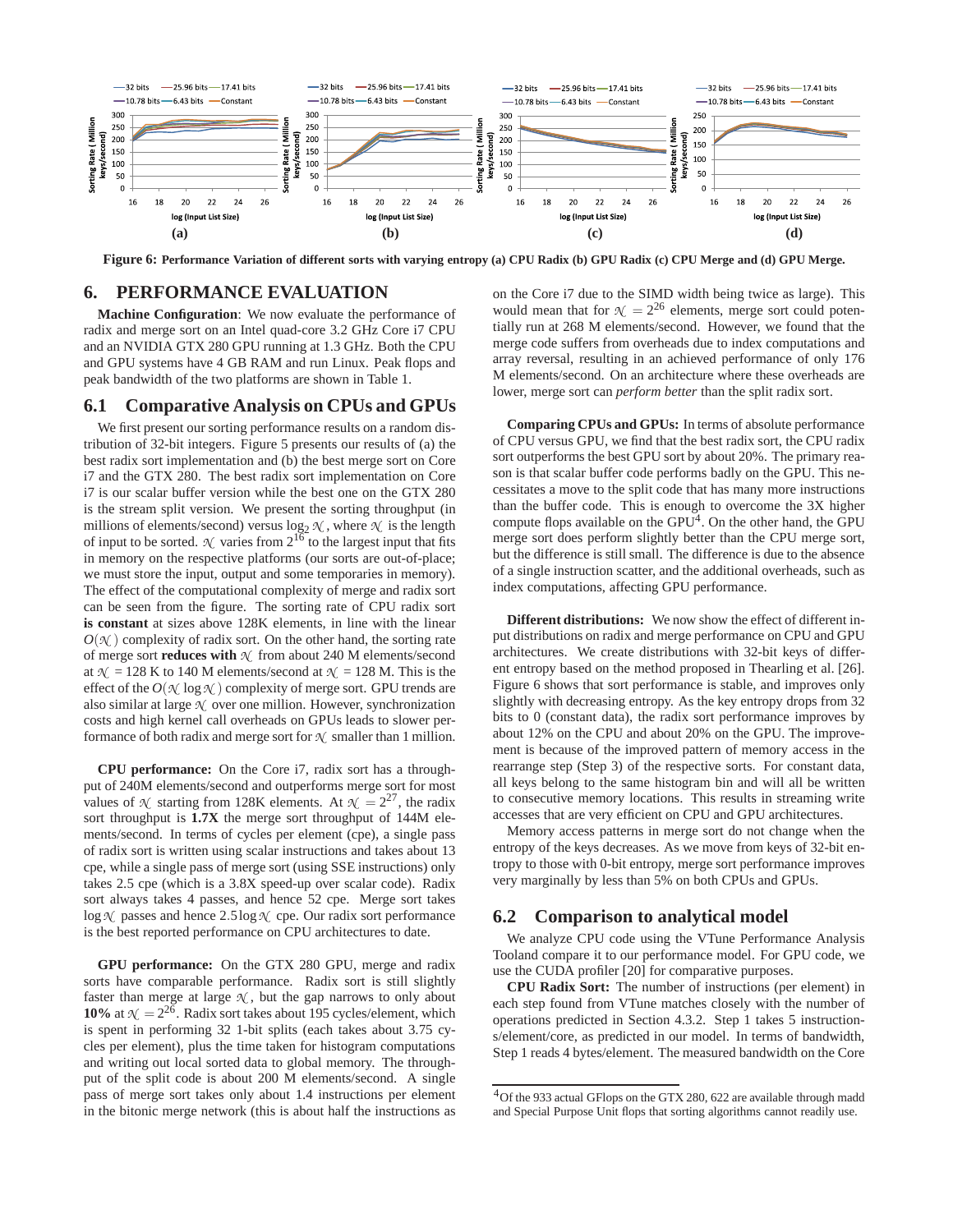**Figure 6: Performance Variation of different sorts with varying entropy (a) CPU Radix (b) GPU Radix (c) CPU Merge and (d) GPU Merge.**

## 6. PERFORMANCE EVALUATION

**Machine Configuration**: We now evaluate the performance of radix and merge sort on an Intel quad-core 3.2 GHz Core i7 CPU and an NVIDIA GTX 280 GPU running at 1.3 GHz. Both the CPU and GPU systems have 4 GB RAM and run Linux. Peak flops and peak bandwidth of the two platforms are shown in Table 1.

### 6.1 Comparative Analysis on CPUs and GPUs

We first present our sorting performance results on a random distribution of 32-bit integers. Figure 5 presents our results of (a) the best radix sort implementation and (b) the best merge sort on Core i7 and the GTX 280. The best radix sort implementation on Core i7 is our scalar buffer version while the best one on the GTX 280 is the stream split version. We present the sorting throughput (in millions of elements/second) versus $\log_2 \mathcal{N}$, where $\mathcal{N}$ is the length of input to be sorted. $\mathcal{N}$ varies from $2^{16}$ to the largest input that fits in memory on the respective platforms (our sorts are out-of-place; we must store the input, output and some temporaries in memory). The effect of the computational complexity of merge and radix sort can be seen from the figure. The sorting rate of CPU radix sort **is constant** at sizes above 128K elements, in line with the linear $O(\mathcal{N})$ complexity of radix sort. On the other hand, the sorting rate of merge sort **reduces with** $\mathcal{N}$ from about 240 M elements/second at $\mathcal{N}$ = 128 K to 140 M elements/second at $\mathcal{N}$ = 128 M. This is the effect of the $O(\mathcal{N} \log \mathcal{N})$ complexity of merge sort. GPU trends are also similar at large $\mathcal{N}$ over one million. However, synchronization costs and high kernel call overheads on GPUs leads to slower performance of both radix and merge sort for $\mathcal{N}$ smaller than 1 million.

**CPU performance:** On the Core i7, radix sort has a throughput of 240M elements/second and outperforms merge sort for most values of $\mathcal{N}$ starting from 128K elements. At $\mathcal{N} = 2^{27}$, the radix sort throughput is **1.7X** the merge sort throughput of 144M elements/second. In terms of cycles per element (cpe), a single pass of radix sort is written using scalar instructions and takes about 13 cpe, while a single pass of merge sort (using SSE instructions) only takes 2.5 cpe (which is a 3.8X speed-up over scalar code). Radix sort always takes 4 passes, and hence 52 cpe. Merge sort takes $\log \mathcal{N}$ passes and hence $2.5 \log \mathcal{N}$ cpe. Our radix sort performance is the best reported performance on CPU architectures to date.

**GPU performance:** On the GTX 280 GPU, merge and radix sorts have comparable performance. Radix sort is still slightly faster than merge at large $\mathcal{N}$, but the gap narrows to only about **10%** at $\mathcal{N} = 2^{26}$. Radix sort takes about 195 cycles/element, which is spent in performing 32 1-bit splits (each takes about 3.75 cycles per element), plus the time taken for histogram computations and writing out local sorted data to global memory. The throughput of the split code is about 200 M elements/second. A single pass of merge sort takes only about 1.4 instructions per element in the bitonic merge network (this is about half the instructions as on the Core i7 due to the SIMD width being twice as large). This would mean that for $\mathcal{N} = 2^{26}$ elements, merge sort could potentially run at 268 M elements/second. However, we found that the merge code suffers from overheads due to index computations and array reversal, resulting in an achieved performance of only 176 M elements/second. On an architecture where these overheads are lower, merge sort can *perform better* than the split radix sort.

**Comparing CPUs and GPUs:** In terms of absolute performance of CPU versus GPU, we find that the best radix sort, the CPU radix sort outperforms the best GPU sort by about 20%. The primary reason is that scalar buffer code performs badly on the GPU. This necessitates a move to the split code that has many more instructions than the buffer code. This is enough to overcome the 3X higher compute flops available on the GPU[4]. On the other hand, the GPU merge sort does perform slightly better than the CPU merge sort, but the difference is still small. The difference is due to the absence of a single instruction scatter, and the additional overheads, such as index computations, affecting GPU performance.

**Different distributions:** We now show the effect of different input distributions on radix and merge performance on CPU and GPU architectures. We create distributions with 32-bit keys of different entropy based on the method proposed in Thearling et al. [26]. Figure 6 shows that sort performance is stable, and improves only slightly with decreasing entropy. As the key entropy drops from 32 bits to 0 (constant data), the radix sort performance improves by about 12% on the CPU and about 20% on the GPU. The improvement is because of the improved pattern of memory access in the rearrange step (Step 3) of the respective sorts. For constant data, all keys belong to the same histogram bin and will all be written to consecutive memory locations. This results in streaming write accesses that are very efficient on CPU and GPU architectures.

Memory access patterns in merge sort do not change when the entropy of the keys decreases. As we move from keys of 32-bit entropy to those with 0-bit entropy, merge sort performance improves very marginally by less than 5% on both CPUs and GPUs.

### 6.2 Comparison to analytical model

We analyze CPU code using the VTune Performance Analysis Tooland compare it to our performance model. For GPU code, we use the CUDA profiler [20] for comparative purposes.

**CPU Radix Sort:** The number of instructions (per element) in each step found from VTune matches closely with the number of operations predicted in Section 4.3.2. Step 1 takes 5 instructions/element/core, as predicted in our model. In terms of bandwidth, Step 1 reads 4 bytes/element. The measured bandwidth on the Core

[4] Of the 933 actual GFlops on the GTX 280, 622 are available through madd and Special Purpose Unit flops that sorting algorithms cannot readily use.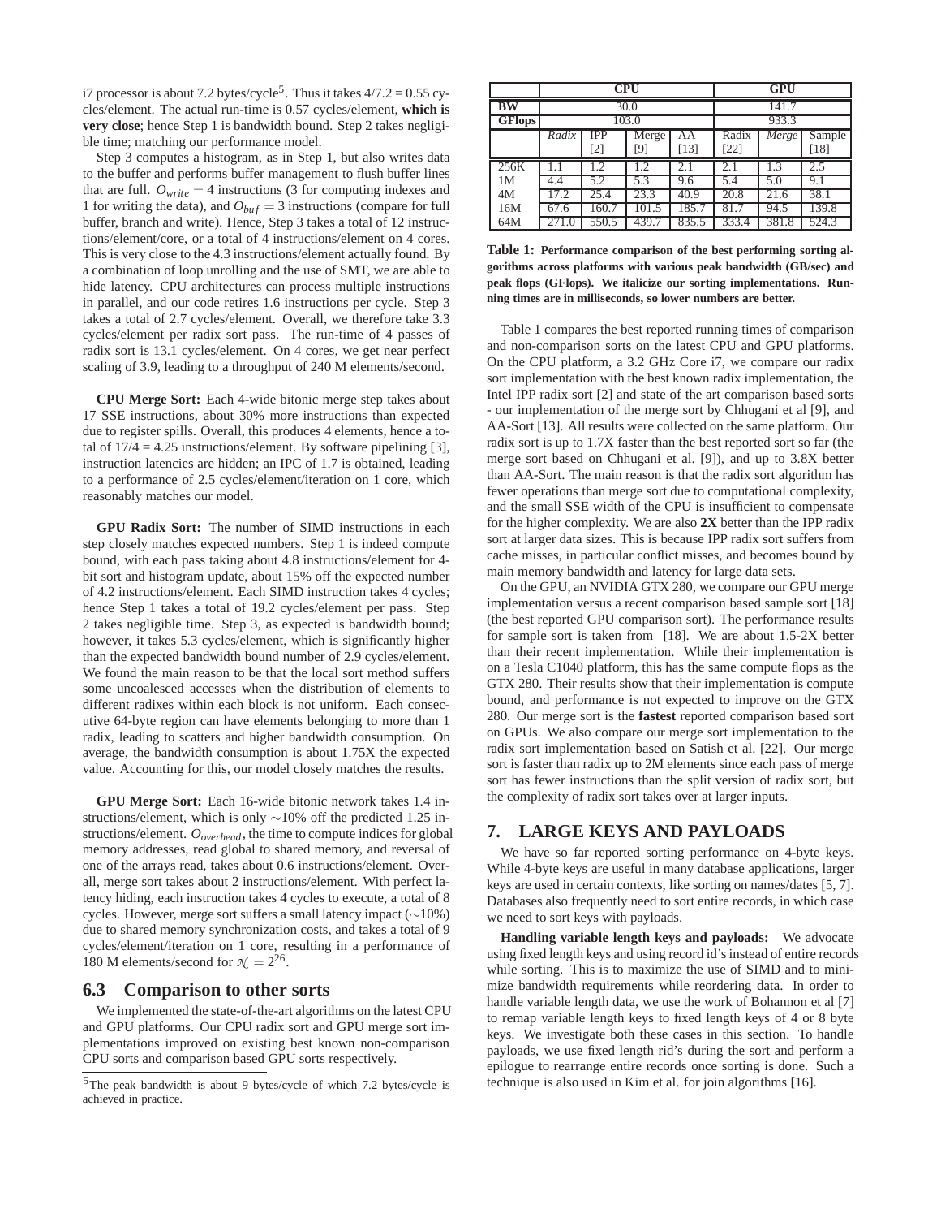i7 processor is about 7.2 bytes/cycle[5]. Thus it takes 4/7.2 = 0.55 cycles/element. The actual run-time is 0.57 cycles/element, **which is very close**; hence Step 1 is bandwidth bound. Step 2 takes negligible time; matching our performance model.

Step 3 computes a histogram, as in Step 1, but also writes data to the buffer and performs buffer management to flush buffer lines that are full. $O_{write} = 4$ instructions (3 for computing indexes and 1 for writing the data), and $O_{buf} = 3$ instructions (compare for full buffer, branch and write). Hence, Step 3 takes a total of 12 instructions/element/core, or a total of 4 instructions/element on 4 cores. This is very close to the 4.3 instructions/element actually found. By a combination of loop unrolling and the use of SMT, we are able to hide latency. CPU architectures can process multiple instructions in parallel, and our code retires 1.6 instructions per cycle. Step 3 takes a total of 2.7 cycles/element. Overall, we therefore take 3.3 cycles/element per radix sort pass. The run-time of 4 passes of radix sort is 13.1 cycles/element. On 4 cores, we get near perfect scaling of 3.9, leading to a throughput of 240 M elements/second.

**CPU Merge Sort:** Each 4-wide bitonic merge step takes about 17 SSE instructions, about 30% more instructions than expected due to register spills. Overall, this produces 4 elements, hence a total of 17/4 = 4.25 instructions/element. By software pipelining [3], instruction latencies are hidden; an IPC of 1.7 is obtained, leading to a performance of 2.5 cycles/element/iteration on 1 core, which reasonably matches our model.

**GPU Radix Sort:** The number of SIMD instructions in each step closely matches expected numbers. Step 1 is indeed compute bound, with each pass taking about 4.8 instructions/element for 4-bit sort and histogram update, about 15% off the expected number of 4.2 instructions/element. Each SIMD instruction takes 4 cycles; hence Step 1 takes a total of 19.2 cycles/element per pass. Step 2 takes negligible time. Step 3, as expected is bandwidth bound; however, it takes 5.3 cycles/element, which is significantly higher than the expected bandwidth bound number of 2.9 cycles/element. We found the main reason to be that the local sort method suffers some uncoalesced accesses when the distribution of elements to different radixes within each block is not uniform. Each consecutive 64-byte region can have elements belonging to more than 1 radix, leading to scatters and higher bandwidth consumption. On average, the bandwidth consumption is about 1.75X the expected value. Accounting for this, our model closely matches the results.

**GPU Merge Sort:** Each 16-wide bitonic network takes 1.4 instructions/element, which is only ∼10% off the predicted 1.25 instructions/element. $O_{overhead}$, the time to compute indices for global memory addresses, read global to shared memory, and reversal of one of the arrays read, takes about 0.6 instructions/element. Overall, merge sort takes about 2 instructions/element. With perfect latency hiding, each instruction takes 4 cycles to execute, a total of 8 cycles. However, merge sort suffers a small latency impact (∼10%) due to shared memory synchronization costs, and takes a total of 9 cycles/element/iteration on 1 core, resulting in a performance of 180 M elements/second for $\mathcal{N} = 2^{26}$.

## 6.3 Comparison to other sorts

We implemented the state-of-the-art algorithms on the latest CPU and GPU platforms. Our CPU radix sort and GPU merge sort implementations improved on existing best known non-comparison CPU sorts and comparison based GPU sorts respectively.

[5]The peak bandwidth is about 9 bytes/cycle of which 7.2 bytes/cycle is achieved in practice.

| | CPU | | | | GPU | | |
|---|---|---|---|---|---|---|---|
| **BW** | 30.0 | | | | 141.7 | | |
| **GFlops** | 103.0 | | | | 933.3 | | |
| | *Radix* | IPP [2] | Merge [9] | AA [13] | Radix [22] | *Merge* | Sample [18] |
| 256K | 1.1 | 1.2 | 1.2 | 2.1 | 2.1 | 1.3 | 2.5 |
| 1M | 4.4 | 5.2 | 5.3 | 9.6 | 5.4 | 5.0 | 9.1 |
| 4M | 17.2 | 25.4 | 23.3 | 40.9 | 20.8 | 21.6 | 38.1 |
| 16M | 67.6 | 160.7 | 101.5 | 185.7 | 81.7 | 94.5 | 139.8 |
| 64M | 271.0 | 550.5 | 439.7 | 835.5 | 333.4 | 381.8 | 524.3 |

**Table 1: Performance comparison of the best performing sorting algorithms across platforms with various peak bandwidth (GB/sec) and peak flops (GFlops). We italicize our sorting implementations. Running times are in milliseconds, so lower numbers are better.**

Table 1 compares the best reported running times of comparison and non-comparison sorts on the latest CPU and GPU platforms. On the CPU platform, a 3.2 GHz Core i7, we compare our radix sort implementation with the best known radix implementation, the Intel IPP radix sort [2] and state of the art comparison based sorts - our implementation of the merge sort by Chhugani et al [9], and AA-Sort [13]. All results were collected on the same platform. Our radix sort is up to 1.7X faster than the best reported sort so far (the merge sort based on Chhugani et al. [9]), and up to 3.8X better than AA-Sort. The main reason is that the radix sort algorithm has fewer operations than merge sort due to computational complexity, and the small SSE width of the CPU is insufficient to compensate for the higher complexity. We are also **2X** better than the IPP radix sort at larger data sizes. This is because IPP radix sort suffers from cache misses, in particular conflict misses, and becomes bound by main memory bandwidth and latency for large data sets.

On the GPU, an NVIDIA GTX 280, we compare our GPU merge implementation versus a recent comparison based sample sort [18] (the best reported GPU comparison sort). The performance results for sample sort is taken from [18]. We are about 1.5-2X better than their recent implementation. While their implementation is on a Tesla C1040 platform, this has the same compute flops as the GTX 280. Their results show that their implementation is compute bound, and performance is not expected to improve on the GTX 280. Our merge sort is the **fastest** reported comparison based sort on GPUs. We also compare our merge sort implementation to the radix sort implementation based on Satish et al. [22]. Our merge sort is faster than radix up to 2M elements since each pass of merge sort has fewer instructions than the split version of radix sort, but the complexity of radix sort takes over at larger inputs.

# 7. LARGE KEYS AND PAYLOADS

We have so far reported sorting performance on 4-byte keys. While 4-byte keys are useful in many database applications, larger keys are used in certain contexts, like sorting on names/dates [5, 7]. Databases also frequently need to sort entire records, in which case we need to sort keys with payloads.

**Handling variable length keys and payloads:** We advocate using fixed length keys and using record id's instead of entire records while sorting. This is to maximize the use of SIMD and to minimize bandwidth requirements while reordering data. In order to handle variable length data, we use the work of Bohannon et al [7] to remap variable length keys to fixed length keys of 4 or 8 byte keys. We investigate both these cases in this section. To handle payloads, we use fixed length rid's during the sort and perform a epilogue to rearrange entire records once sorting is done. Such a technique is also used in Kim et al. for join algorithms [16].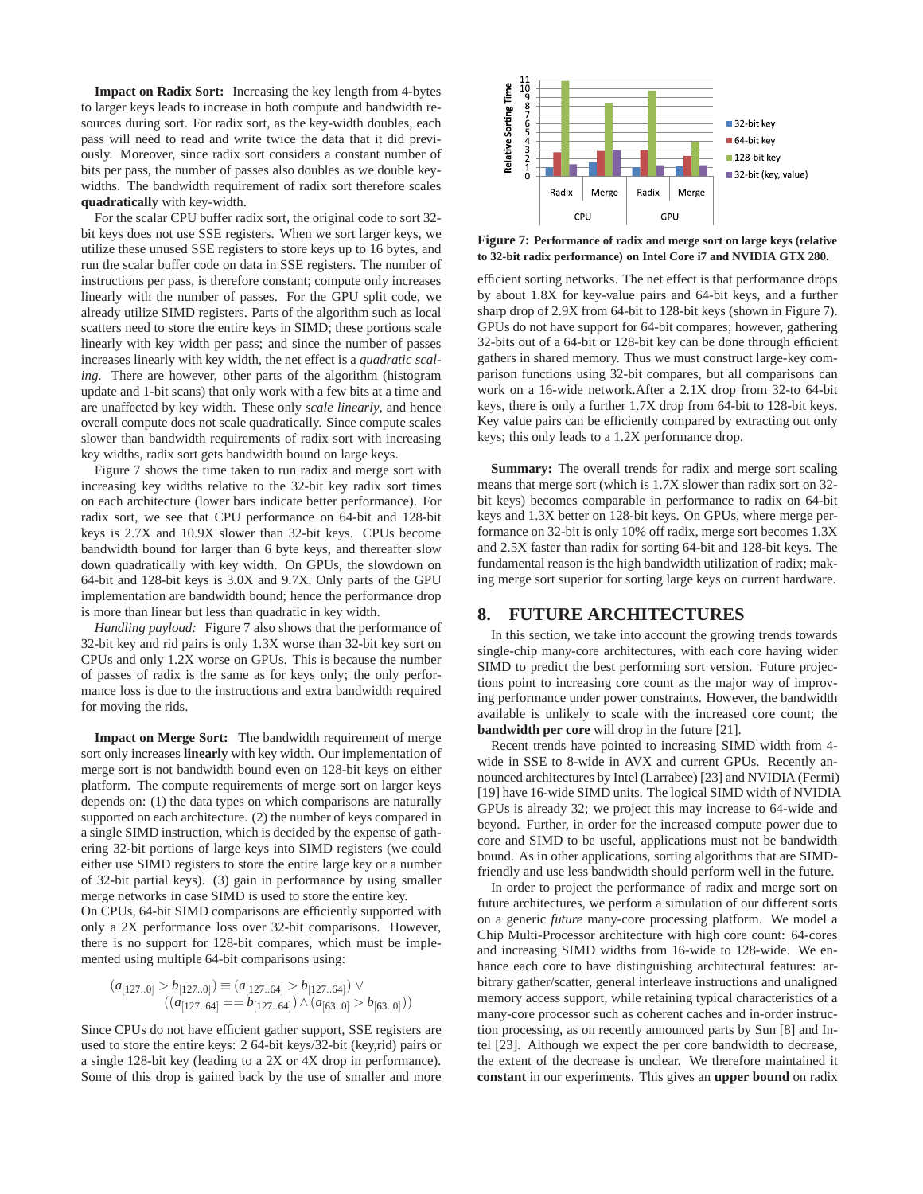**Impact on Radix Sort:** Increasing the key length from 4-bytes to larger keys leads to increase in both compute and bandwidth resources during sort. For radix sort, as the key-width doubles, each pass will need to read and write twice the data that it did previously. Moreover, since radix sort considers a constant number of bits per pass, the number of passes also doubles as we double key-widths. The bandwidth requirement of radix sort therefore scales **quadratically** with key-width.

For the scalar CPU buffer radix sort, the original code to sort 32-bit keys does not use SSE registers. When we sort larger keys, we utilize these unused SSE registers to store keys up to 16 bytes, and run the scalar buffer code on data in SSE registers. The number of instructions per pass, is therefore constant; compute only increases linearly with the number of passes. For the GPU split code, we already utilize SIMD registers. Parts of the algorithm such as local scatters need to store the entire keys in SIMD; these portions scale linearly with key width per pass; and since the number of passes increases linearly with key width, the net effect is a *quadratic scaling*. There are however, other parts of the algorithm (histogram update and 1-bit scans) that only work with a few bits at a time and are unaffected by key width. These only *scale linearly*, and hence overall compute does not scale quadratically. Since compute scales slower than bandwidth requirements of radix sort with increasing key widths, radix sort gets bandwidth bound on large keys.

Figure 7 shows the time taken to run radix and merge sort with increasing key widths relative to the 32-bit key radix sort times on each architecture (lower bars indicate better performance). For radix sort, we see that CPU performance on 64-bit and 128-bit keys is 2.7X and 10.9X slower than 32-bit keys. CPUs become bandwidth bound for larger than 6 byte keys, and thereafter slow down quadratically with key width. On GPUs, the slowdown on 64-bit and 128-bit keys is 3.0X and 9.7X. Only parts of the GPU implementation are bandwidth bound; hence the performance drop is more than linear but less than quadratic in key width.

*Handling payload:* Figure 7 also shows that the performance of 32-bit key and rid pairs is only 1.3X worse than 32-bit key sort on CPUs and only 1.2X worse on GPUs. This is because the number of passes of radix is the same as for keys only; the only performance loss is due to the instructions and extra bandwidth required for moving the rids.

**Impact on Merge Sort:** The bandwidth requirement of merge sort only increases **linearly** with key width. Our implementation of merge sort is not bandwidth bound even on 128-bit keys on either platform. The compute requirements of merge sort on larger keys depends on: (1) the data types on which comparisons are naturally supported on each architecture. (2) the number of keys compared in a single SIMD instruction, which is decided by the expense of gathering 32-bit portions of large keys into SIMD registers (we could either use SIMD registers to store the entire large key or a number of 32-bit partial keys). (3) gain in performance by using smaller merge networks in case SIMD is used to store the entire key.
On CPUs, 64-bit SIMD comparisons are efficiently supported with only a 2X performance loss over 32-bit comparisons. However, there is no support for 128-bit compares, which must be implemented using multiple 64-bit comparisons using:

$$(a_{[127..0]} > b_{[127..0]}) \equiv (a_{[127..64]} > b_{[127..64]}) \vee ((a_{[127..64]} == b_{[127..64]}) \wedge (a_{[63..0]} > b_{[63..0]}))$$

Since CPUs do not have efficient gather support, SSE registers are used to store the entire keys: 2 64-bit keys/32-bit (key,rid) pairs or a single 128-bit key (leading to a 2X or 4X drop in performance). Some of this drop is gained back by the use of smaller and more efficient sorting networks. The net effect is that performance drops by about 1.8X for key-value pairs and 64-bit keys, and a further sharp drop of 2.9X from 64-bit to 128-bit keys (shown in Figure 7). GPUs do not have support for 64-bit compares; however, gathering 32-bits out of a 64-bit or 128-bit key can be done through efficient gathers in shared memory. Thus we must construct large-key comparison functions using 32-bit compares, but all comparisons can work on a 16-wide network.After a 2.1X drop from 32-to 64-bit keys, there is only a further 1.7X drop from 64-bit to 128-bit keys. Key value pairs can be efficiently compared by extracting out only keys; this only leads to a 1.2X performance drop.

**Figure 7: Performance of radix and merge sort on large keys (relative to 32-bit radix performance) on Intel Core i7 and NVIDIA GTX 280.**

**Summary:** The overall trends for radix and merge sort scaling means that merge sort (which is 1.7X slower than radix sort on 32-bit keys) becomes comparable in performance to radix on 64-bit keys and 1.3X better on 128-bit keys. On GPUs, where merge performance on 32-bit is only 10% off radix, merge sort becomes 1.3X and 2.5X faster than radix for sorting 64-bit and 128-bit keys. The fundamental reason is the high bandwidth utilization of radix; making merge sort superior for sorting large keys on current hardware.

## 8. FUTURE ARCHITECTURES

In this section, we take into account the growing trends towards single-chip many-core architectures, with each core having wider SIMD to predict the best performing sort version. Future projections point to increasing core count as the major way of improving performance under power constraints. However, the bandwidth available is unlikely to scale with the increased core count; the **bandwidth per core** will drop in the future [21].

Recent trends have pointed to increasing SIMD width from 4-wide in SSE to 8-wide in AVX and current GPUs. Recently announced architectures by Intel (Larrabee) [23] and NVIDIA (Fermi) [19] have 16-wide SIMD units. The logical SIMD width of NVIDIA GPUs is already 32; we project this may increase to 64-wide and beyond. Further, in order for the increased compute power due to core and SIMD to be useful, applications must not be bandwidth bound. As in other applications, sorting algorithms that are SIMD-friendly and use less bandwidth should perform well in the future.

In order to project the performance of radix and merge sort on future architectures, we perform a simulation of our different sorts on a generic *future* many-core processing platform. We model a Chip Multi-Processor architecture with high core count: 64-cores and increasing SIMD widths from 16-wide to 128-wide. We enhance each core to have distinguishing architectural features: arbitrary gather/scatter, general interleave instructions and unaligned memory access support, while retaining typical characteristics of a many-core processor such as coherent caches and in-order instruction processing, as on recently announced parts by Sun [8] and Intel [23]. Although we expect the per core bandwidth to decrease, the extent of the decrease is unclear. We therefore maintained it **constant** in our experiments. This gives an **upper bound** on radix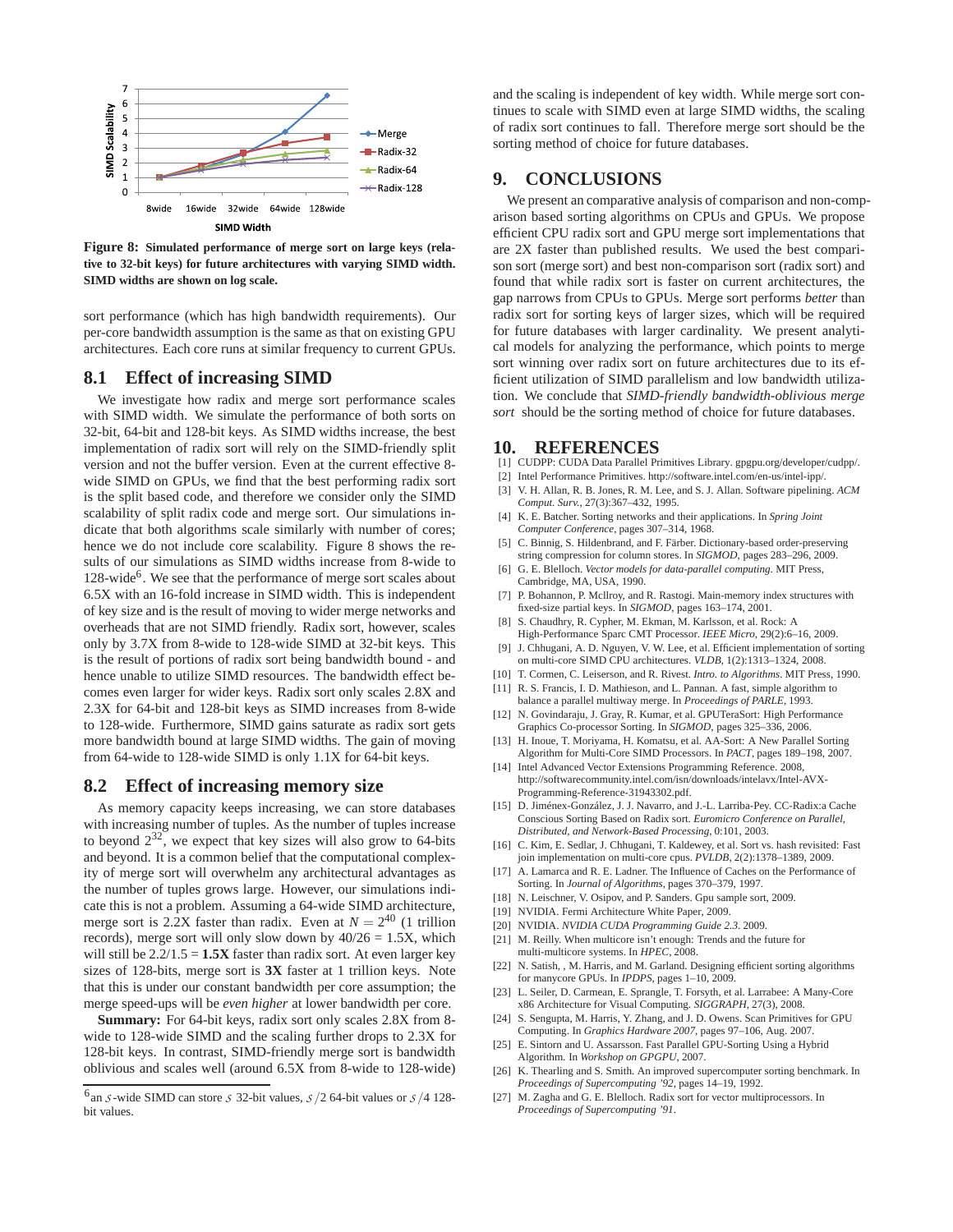7
6
5
4
3
2
1
0

SIMD Scalability

8wide 16wide 32wide 64wide 128wide

SIMD Width

Merge
Radix-32
Radix-64
Radix-128

**Figure 8: Simulated performance of merge sort on large keys (relative to 32-bit keys) for future architectures with varying SIMD width. SIMD widths are shown on log scale.**

sort performance (which has high bandwidth requirements). Our per-core bandwidth assumption is the same as that on existing GPU architectures. Each core runs at similar frequency to current GPUs.

## 8.1 Effect of increasing SIMD

We investigate how radix and merge sort performance scales with SIMD width. We simulate the performance of both sorts on 32-bit, 64-bit and 128-bit keys. As SIMD widths increase, the best implementation of radix sort will rely on the SIMD-friendly split version and not the buffer version. Even at the current effective 8-wide SIMD on GPUs, we find that the best performing radix sort is the split based code, and therefore we consider only the SIMD scalability of split radix code and merge sort. Our simulations indicate that both algorithms scale similarly with number of cores; hence we do not include core scalability. Figure 8 shows the results of our simulations as SIMD widths increase from 8-wide to 128-wide[6]. We see that the performance of merge sort scales about 6.5X with an 16-fold increase in SIMD width. This is independent of key size and is the result of moving to wider merge networks and overheads that are not SIMD friendly. Radix sort, however, scales only by 3.7X from 8-wide to 128-wide SIMD at 32-bit keys. This is the result of portions of radix sort being bandwidth bound - and hence unable to utilize SIMD resources. The bandwidth effect becomes even larger for wider keys. Radix sort only scales 2.8X and 2.3X for 64-bit and 128-bit keys as SIMD increases from 8-wide to 128-wide. Furthermore, SIMD gains saturate as radix sort gets more bandwidth bound at large SIMD widths. The gain of moving from 64-wide to 128-wide SIMD is only 1.1X for 64-bit keys.

## 8.2 Effect of increasing memory size

As memory capacity keeps increasing, we can store databases with increasing number of tuples. As the number of tuples increase to beyond $2^{32}$, we expect that key sizes will also grow to 64-bits and beyond. It is a common belief that the computational complexity of merge sort will overwhelm any architectural advantages as the number of tuples grows large. However, our simulations indicate this is not a problem. Assuming a 64-wide SIMD architecture, merge sort is 2.2X faster than radix. Even at $N = 2^{40}$ (1 trillion records), merge sort will only slow down by 40/26 = 1.5X, which will still be 2.2/1.5 = **1.5X** faster than radix sort. At even larger key sizes of 128-bits, merge sort is **3X** faster at 1 trillion keys. Note that this is under our constant bandwidth per core assumption; the merge speed-ups will be *even higher* at lower bandwidth per core.

**Summary:** For 64-bit keys, radix sort only scales 2.8X from 8-wide to 128-wide SIMD and the scaling further drops to 2.3X for 128-bit keys. In contrast, SIMD-friendly merge sort is bandwidth oblivious and scales well (around 6.5X from 8-wide to 128-wide) and the scaling is independent of key width. While merge sort continues to scale with SIMD even at large SIMD widths, the scaling of radix sort continues to fall. Therefore merge sort should be the sorting method of choice for future databases.

[6] an $S$-wide SIMD can store $S$ 32-bit values, $S/2$ 64-bit values or $S/4$ 128-bit values.

# 9. CONCLUSIONS

We present an comparative analysis of comparison and non-comparison based sorting algorithms on CPUs and GPUs. We propose efficient CPU radix sort and GPU merge sort implementations that are 2X faster than published results. We used the best comparison sort (merge sort) and best non-comparison sort (radix sort) and found that while radix sort is faster on current architectures, the gap narrows from CPUs to GPUs. Merge sort performs *better* than radix sort for sorting keys of larger sizes, which will be required for future databases with larger cardinality. We present analytical models for analyzing the performance, which points to merge sort winning over radix sort on future architectures due to its efficient utilization of SIMD parallelism and low bandwidth utilization. We conclude that *SIMD-friendly bandwidth-oblivious merge sort* should be the sorting method of choice for future databases.

# 10. REFERENCES

[1] CUDPP: CUDA Data Parallel Primitives Library. gpgpu.org/developer/cudpp/.

[2] Intel Performance Primitives. http://software.intel.com/en-us/intel-ipp/.

[3] V. H. Allan, R. B. Jones, R. M. Lee, and S. J. Allan. Software pipelining. *ACM Comput. Surv.*, 27(3):367–432, 1995.

[4] K. E. Batcher. Sorting networks and their applications. In *Spring Joint Computer Conference*, pages 307–314, 1968.

[5] C. Binnig, S. Hildenbrand, and F. Färber. Dictionary-based order-preserving string compression for column stores. In *SIGMOD*, pages 283–296, 2009.

[6] G. E. Blelloch. *Vector models for data-parallel computing*. MIT Press, Cambridge, MA, USA, 1990.

[7] P. Bohannon, P. Mcllroy, and R. Rastogi. Main-memory index structures with fixed-size partial keys. In *SIGMOD*, pages 163–174, 2001.

[8] S. Chaudhry, R. Cypher, M. Ekman, M. Karlsson, et al. Rock: A High-Performance Sparc CMT Processor. *IEEE Micro*, 29(2):6–16, 2009.

[9] J. Chhugani, A. D. Nguyen, V. W. Lee, et al. Efficient implementation of sorting on multi-core SIMD CPU architectures. *VLDB*, 1(2):1313–1324, 2008.

[10] T. Cormen, C. Leiserson, and R. Rivest. *Intro. to Algorithms*. MIT Press, 1990.

[11] R. S. Francis, I. D. Mathieson, and L. Pannan. A fast, simple algorithm to balance a parallel multiway merge. In *Proceedings of PARLE*, 1993.

[12] N. Govindaraju, J. Gray, R. Kumar, et al. GPUTeraSort: High Performance Graphics Co-processor Sorting. In *SIGMOD*, pages 325–336, 2006.

[13] H. Inoue, T. Moriyama, H. Komatsu, et al. AA-Sort: A New Parallel Sorting Algorithm for Multi-Core SIMD Processors. In *PACT*, pages 189–198, 2007.

[14] Intel Advanced Vector Extensions Programming Reference. 2008, http://softwarecommunity.intel.com/isn/downloads/intelavx/Intel-AVX-Programming-Reference-31943302.pdf.

[15] D. Jiménez-González, J. J. Navarro, and J.-L. Larriba-Pey. CC-Radix:a Cache Conscious Sorting Based on Radix sort. *Euromicro Conference on Parallel, Distributed, and Network-Based Processing*, 0:101, 2003.

[16] C. Kim, E. Sedlar, J. Chhugani, T. Kaldewey, et al. Sort vs. hash revisited: Fast join implementation on multi-core cpus. *PVLDB*, 2(2):1378–1389, 2009.

[17] A. Lamarca and R. E. Ladner. The Influence of Caches on the Performance of Sorting. In *Journal of Algorithms*, pages 370–379, 1997.

[18] N. Leischner, V. Osipov, and P. Sanders. Gpu sample sort, 2009.

[19] NVIDIA. Fermi Architecture White Paper, 2009.

[20] NVIDIA. *NVIDIA CUDA Programming Guide 2.3*. 2009.

[21] M. Reilly. When multicore isn't enough: Trends and the future for multi-multicore systems. In *HPEC*, 2008.

[22] N. Satish, , M. Harris, and M. Garland. Designing efficient sorting algorithms for manycore GPUs. In *IPDPS*, pages 1–10, 2009.

[23] L. Seiler, D. Carmean, E. Sprangle, T. Forsyth, et al. Larrabee: A Many-Core x86 Architecture for Visual Computing. *SIGGRAPH*, 27(3), 2008.

[24] S. Sengupta, M. Harris, Y. Zhang, and J. D. Owens. Scan Primitives for GPU Computing. In *Graphics Hardware 2007*, pages 97–106, Aug. 2007.

[25] E. Sintorn and U. Assarsson. Fast Parallel GPU-Sorting Using a Hybrid Algorithm. In *Workshop on GPGPU*, 2007.

[26] K. Thearling and S. Smith. An improved supercomputer sorting benchmark. In *Proceedings of Supercomputing '92*, pages 14–19, 1992.

[27] M. Zagha and G. E. Blelloch. Radix sort for vector multiprocessors. In *Proceedings of Supercomputing '91*.